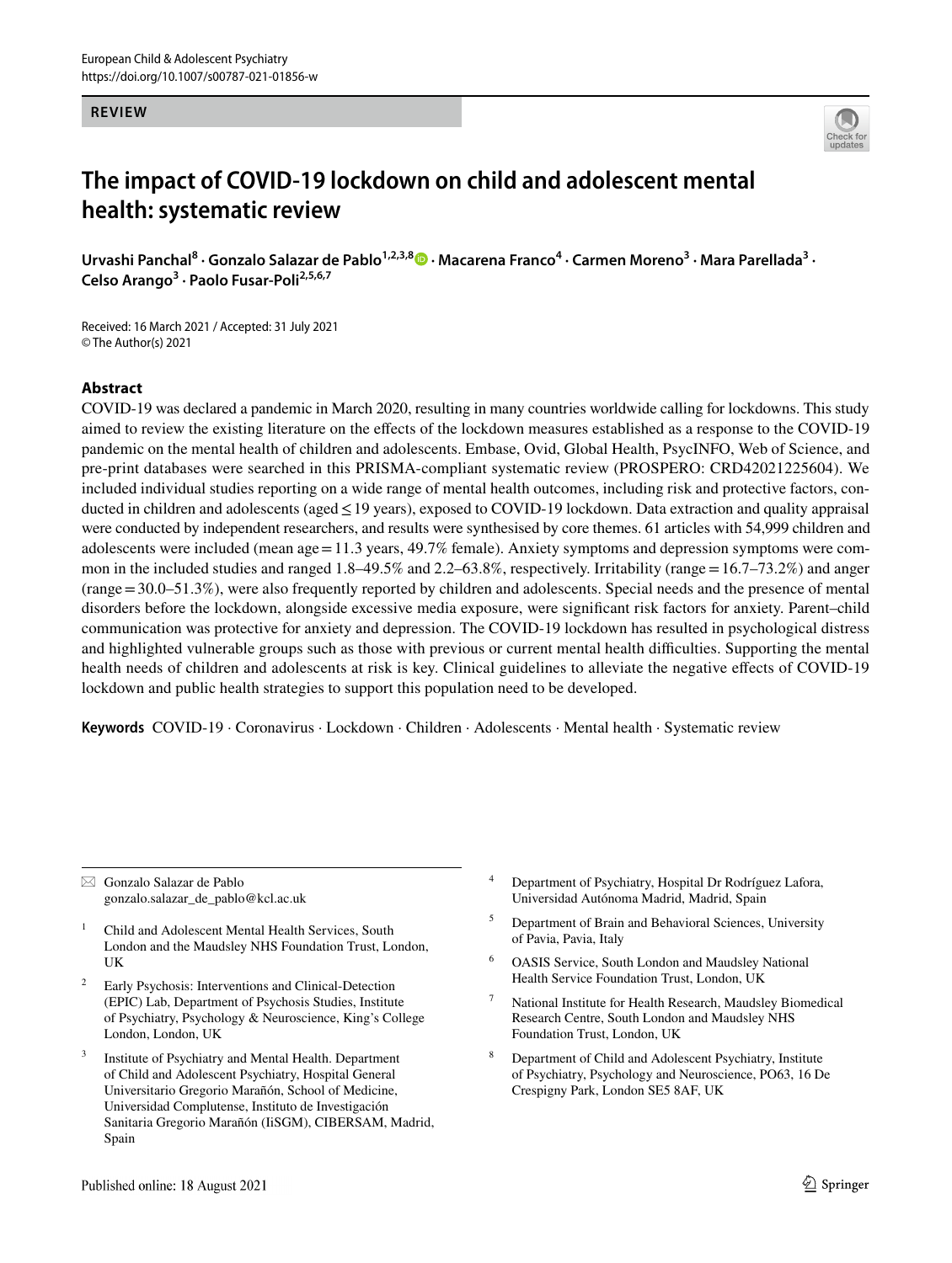European Child & Adolescent Psychiatry
https://doi.org/10.1007/s00787-021-01856-w

**REVIEW**

# The impact of COVID-19 lockdown on child and adolescent mental health: systematic review

**Urvashi Panchal[8] · Gonzalo Salazar de Pablo[1,2,3,8] · Macarena Franco[4] · Carmen Moreno[3] · Mara Parellada[3] · Celso Arango[3] · Paolo Fusar-Poli[2,5,6,7]**

Received: 16 March 2021 / Accepted: 31 July 2021
© The Author(s) 2021

## Abstract

COVID-19 was declared a pandemic in March 2020, resulting in many countries worldwide calling for lockdowns. This study aimed to review the existing literature on the effects of the lockdown measures established as a response to the COVID-19 pandemic on the mental health of children and adolescents. Embase, Ovid, Global Health, PsycINFO, Web of Science, and pre-print databases were searched in this PRISMA-compliant systematic review (PROSPERO: CRD42021225604). We included individual studies reporting on a wide range of mental health outcomes, including risk and protective factors, conducted in children and adolescents (aged ≤ 19 years), exposed to COVID-19 lockdown. Data extraction and quality appraisal were conducted by independent researchers, and results were synthesised by core themes. 61 articles with 54,999 children and adolescents were included (mean age = 11.3 years, 49.7% female). Anxiety symptoms and depression symptoms were common in the included studies and ranged 1.8–49.5% and 2.2–63.8%, respectively. Irritability (range = 16.7–73.2%) and anger (range = 30.0–51.3%), were also frequently reported by children and adolescents. Special needs and the presence of mental disorders before the lockdown, alongside excessive media exposure, were significant risk factors for anxiety. Parent–child communication was protective for anxiety and depression. The COVID-19 lockdown has resulted in psychological distress and highlighted vulnerable groups such as those with previous or current mental health difficulties. Supporting the mental health needs of children and adolescents at risk is key. Clinical guidelines to alleviate the negative effects of COVID-19 lockdown and public health strategies to support this population need to be developed.

**Keywords** COVID-19 · Coronavirus · Lockdown · Children · Adolescents · Mental health · Systematic review

✉ Gonzalo Salazar de Pablo
gonzalo.salazar_de_pablo@kcl.ac.uk

[1] Child and Adolescent Mental Health Services, South London and the Maudsley NHS Foundation Trust, London, UK

[2] Early Psychosis: Interventions and Clinical-Detection (EPIC) Lab, Department of Psychosis Studies, Institute of Psychiatry, Psychology & Neuroscience, King's College London, London, UK

[3] Institute of Psychiatry and Mental Health. Department of Child and Adolescent Psychiatry, Hospital General Universitario Gregorio Marañón, School of Medicine, Universidad Complutense, Instituto de Investigación Sanitaria Gregorio Marañón (IiSGM), CIBERSAM, Madrid, Spain

[4] Department of Psychiatry, Hospital Dr Rodríguez Lafora, Universidad Autónoma Madrid, Madrid, Spain

[5] Department of Brain and Behavioral Sciences, University of Pavia, Pavia, Italy

[6] OASIS Service, South London and Maudsley National Health Service Foundation Trust, London, UK

[7] National Institute for Health Research, Maudsley Biomedical Research Centre, South London and Maudsley NHS Foundation Trust, London, UK

[8] Department of Child and Adolescent Psychiatry, Institute of Psychiatry, Psychology and Neuroscience, PO63, 16 De Crespigny Park, London SE5 8AF, UK

Published online: 18 August 2021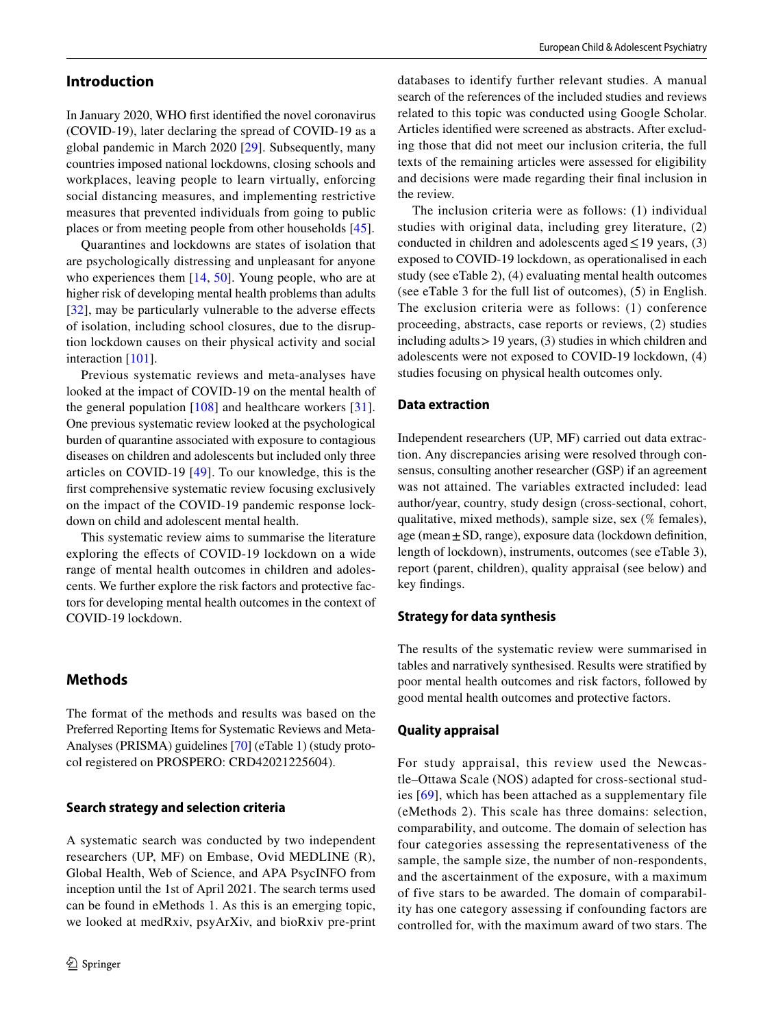## Introduction

In January 2020, WHO first identified the novel coronavirus (COVID-19), later declaring the spread of COVID-19 as a global pandemic in March 2020 [29]. Subsequently, many countries imposed national lockdowns, closing schools and workplaces, leaving people to learn virtually, enforcing social distancing measures, and implementing restrictive measures that prevented individuals from going to public places or from meeting people from other households [45].

Quarantines and lockdowns are states of isolation that are psychologically distressing and unpleasant for anyone who experiences them [14, 50]. Young people, who are at higher risk of developing mental health problems than adults [32], may be particularly vulnerable to the adverse effects of isolation, including school closures, due to the disruption lockdown causes on their physical activity and social interaction [101].

Previous systematic reviews and meta-analyses have looked at the impact of COVID-19 on the mental health of the general population [108] and healthcare workers [31]. One previous systematic review looked at the psychological burden of quarantine associated with exposure to contagious diseases on children and adolescents but included only three articles on COVID-19 [49]. To our knowledge, this is the first comprehensive systematic review focusing exclusively on the impact of the COVID-19 pandemic response lockdown on child and adolescent mental health.

This systematic review aims to summarise the literature exploring the effects of COVID-19 lockdown on a wide range of mental health outcomes in children and adolescents. We further explore the risk factors and protective factors for developing mental health outcomes in the context of COVID-19 lockdown.

## Methods

The format of the methods and results was based on the Preferred Reporting Items for Systematic Reviews and Meta-Analyses (PRISMA) guidelines [70] (eTable 1) (study protocol registered on PROSPERO: CRD42021225604).

### Search strategy and selection criteria

A systematic search was conducted by two independent researchers (UP, MF) on Embase, Ovid MEDLINE (R), Global Health, Web of Science, and APA PsycINFO from inception until the 1st of April 2021. The search terms used can be found in eMethods 1. As this is an emerging topic, we looked at medRxiv, psyArXiv, and bioRxiv pre-print databases to identify further relevant studies. A manual search of the references of the included studies and reviews related to this topic was conducted using Google Scholar. Articles identified were screened as abstracts. After excluding those that did not meet our inclusion criteria, the full texts of the remaining articles were assessed for eligibility and decisions were made regarding their final inclusion in the review.

The inclusion criteria were as follows: (1) individual studies with original data, including grey literature, (2) conducted in children and adolescents aged ≤ 19 years, (3) exposed to COVID-19 lockdown, as operationalised in each study (see eTable 2), (4) evaluating mental health outcomes (see eTable 3 for the full list of outcomes), (5) in English. The exclusion criteria were as follows: (1) conference proceeding, abstracts, case reports or reviews, (2) studies including adults > 19 years, (3) studies in which children and adolescents were not exposed to COVID-19 lockdown, (4) studies focusing on physical health outcomes only.

### Data extraction

Independent researchers (UP, MF) carried out data extraction. Any discrepancies arising were resolved through consensus, consulting another researcher (GSP) if an agreement was not attained. The variables extracted included: lead author/year, country, study design (cross-sectional, cohort, qualitative, mixed methods), sample size, sex (% females), age (mean ± SD, range), exposure data (lockdown definition, length of lockdown), instruments, outcomes (see eTable 3), report (parent, children), quality appraisal (see below) and key findings.

### Strategy for data synthesis

The results of the systematic review were summarised in tables and narratively synthesised. Results were stratified by poor mental health outcomes and risk factors, followed by good mental health outcomes and protective factors.

### Quality appraisal

For study appraisal, this review used the Newcastle–Ottawa Scale (NOS) adapted for cross-sectional studies [69], which has been attached as a supplementary file (eMethods 2). This scale has three domains: selection, comparability, and outcome. The domain of selection has four categories assessing the representativeness of the sample, the sample size, the number of non-respondents, and the ascertainment of the exposure, with a maximum of five stars to be awarded. The domain of comparability has one category assessing if confounding factors are controlled for, with the maximum award of two stars. The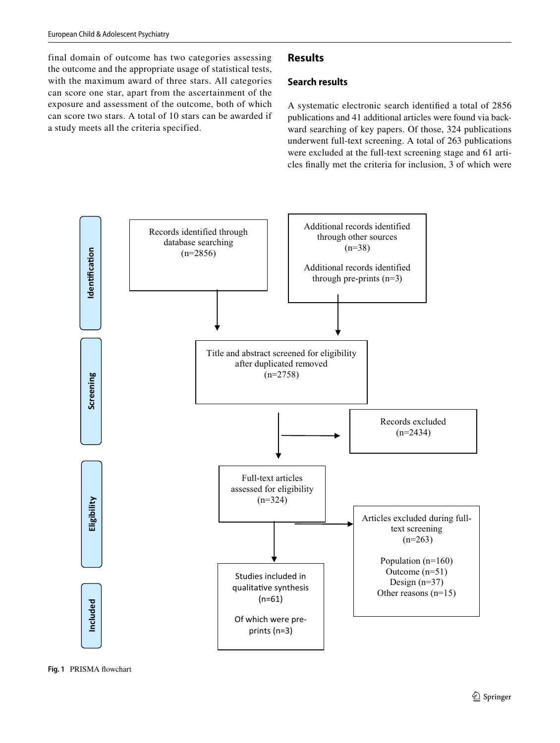final domain of outcome has two categories assessing the outcome and the appropriate usage of statistical tests, with the maximum award of three stars. All categories can score one star, apart from the ascertainment of the exposure and assessment of the outcome, both of which can score two stars. A total of 10 stars can be awarded if a study meets all the criteria specified.

# Results

## Search results

A systematic electronic search identified a total of 2856 publications and 41 additional articles were found via backward searching of key papers. Of those, 324 publications underwent full-text screening. A total of 263 publications were excluded at the full-text screening stage and 61 articles finally met the criteria for inclusion, 3 of which were

Identification

Records identified through database searching (n=2856)

Additional records identified through other sources (n=38)

Additional records identified through pre-prints (n=3)

Screening

Title and abstract screened for eligibility after duplicated removed (n=2758)

Records excluded (n=2434)

Eligibility

Full-text articles assessed for eligibility (n=324)

Articles excluded during full-text screening (n=263)

Population (n=160)
Outcome (n=51)
Design (n=37)
Other reasons (n=15)

Included

Studies included in qualitative synthesis (n=61)

Of which were pre-prints (n=3)

**Fig. 1** PRISMA flowchart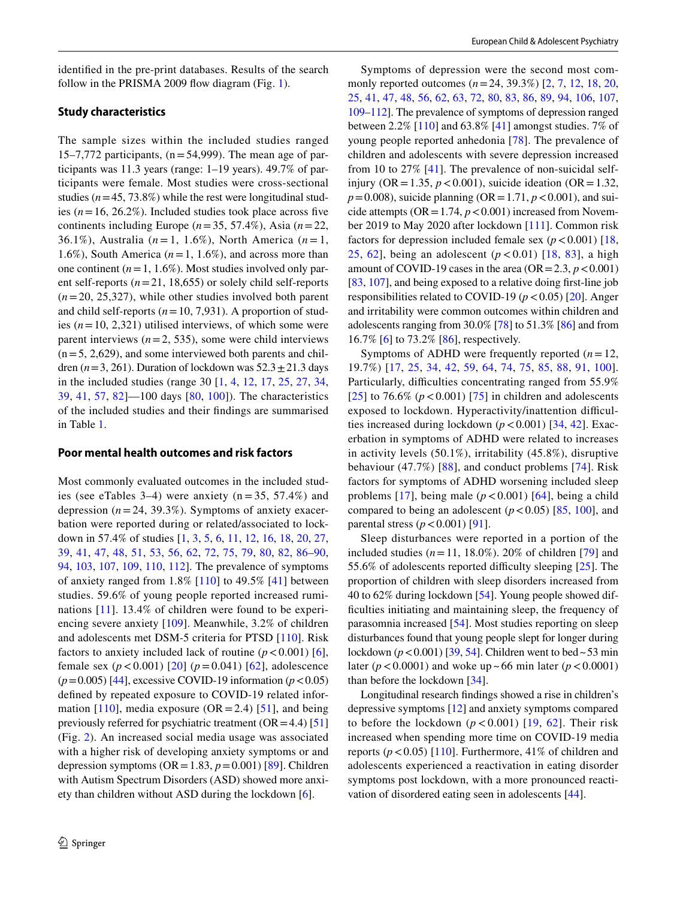identified in the pre-print databases. Results of the search follow in the PRISMA 2009 flow diagram (Fig. 1).

### Study characteristics

The sample sizes within the included studies ranged 15–7,772 participants, (n = 54,999). The mean age of participants was 11.3 years (range: 1–19 years). 49.7% of participants were female. Most studies were cross-sectional studies ($n$ = 45, 73.8%) while the rest were longitudinal studies ($n$ = 16, 26.2%). Included studies took place across five continents including Europe ($n$ = 35, 57.4%), Asia ($n$ = 22, 36.1%), Australia ($n$ = 1, 1.6%), North America ($n$ = 1, 1.6%), South America ($n$ = 1, 1.6%), and across more than one continent ($n$ = 1, 1.6%). Most studies involved only parent self-reports ($n$ = 21, 18,655) or solely child self-reports ($n$ = 20, 25,327), while other studies involved both parent and child self-reports ($n$ = 10, 7,931). A proportion of studies ($n$ = 10, 2,321) utilised interviews, of which some were parent interviews ($n$ = 2, 535), some were child interviews (n = 5, 2,629), and some interviewed both parents and children ($n$ = 3, 261). Duration of lockdown was 52.3 ± 21.3 days in the included studies (range 30 [1, 4, 12, 17, 25, 27, 34, 39, 41, 57, 82]—100 days [80, 100]). The characteristics of the included studies and their findings are summarised in Table 1.

### Poor mental health outcomes and risk factors

Most commonly evaluated outcomes in the included studies (see eTables 3–4) were anxiety (n = 35, 57.4%) and depression ($n$ = 24, 39.3%). Symptoms of anxiety exacerbation were reported during or related/associated to lockdown in 57.4% of studies [1, 3, 5, 6, 11, 12, 16, 18, 20, 27, 39, 41, 47, 48, 51, 53, 56, 62, 72, 75, 79, 80, 82, 86–90, 94, 103, 107, 109, 110, 112]. The prevalence of symptoms of anxiety ranged from 1.8% [110] to 49.5% [41] between studies. 59.6% of young people reported increased ruminations [11]. 13.4% of children were found to be experiencing severe anxiety [109]. Meanwhile, 3.2% of children and adolescents met DSM-5 criteria for PTSD [110]. Risk factors to anxiety included lack of routine ($p < 0.001$) [6], female sex ($p < 0.001$) [20] ($p = 0.041$) [62], adolescence ($p = 0.005$) [44], excessive COVID-19 information ($p < 0.05$) defined by repeated exposure to COVID-19 related information [110], media exposure (OR = 2.4) [51], and being previously referred for psychiatric treatment (OR = 4.4) [51] (Fig. 2). An increased social media usage was associated with a higher risk of developing anxiety symptoms or and depression symptoms (OR = 1.83, $p = 0.001$) [89]. Children with Autism Spectrum Disorders (ASD) showed more anxiety than children without ASD during the lockdown [6].

Symptoms of depression were the second most commonly reported outcomes ($n$ = 24, 39.3%) [2, 7, 12, 18, 20, 25, 41, 47, 48, 56, 62, 63, 72, 80, 83, 86, 89, 94, 106, 107, 109–112]. The prevalence of symptoms of depression ranged between 2.2% [110] and 63.8% [41] amongst studies. 7% of young people reported anhedonia [78]. The prevalence of children and adolescents with severe depression increased from 10 to 27% [41]. The prevalence of non-suicidal self-injury (OR = 1.35, $p < 0.001$), suicide ideation (OR = 1.32, $p = 0.008$), suicide planning (OR = 1.71, $p < 0.001$), and suicide attempts (OR = 1.74, $p < 0.001$) increased from November 2019 to May 2020 after lockdown [111]. Common risk factors for depression included female sex ($p < 0.001$) [18, 25, 62], being an adolescent ($p < 0.01$) [18, 83], a high amount of COVID-19 cases in the area (OR = 2.3, $p < 0.001$) [83, 107], and being exposed to a relative doing first-line job responsibilities related to COVID-19 ($p < 0.05$) [20]. Anger and irritability were common outcomes within children and adolescents ranging from 30.0% [78] to 51.3% [86] and from 16.7% [6] to 73.2% [86], respectively.

Symptoms of ADHD were frequently reported ($n$ = 12, 19.7%) [17, 25, 34, 42, 59, 64, 74, 75, 85, 88, 91, 100]. Particularly, difficulties concentrating ranged from 55.9% [25] to 76.6% ($p < 0.001$) [75] in children and adolescents exposed to lockdown. Hyperactivity/inattention difficulties increased during lockdown ($p < 0.001$) [34, 42]. Exacerbation in symptoms of ADHD were related to increases in activity levels (50.1%), irritability (45.8%), disruptive behaviour (47.7%) [88], and conduct problems [74]. Risk factors for symptoms of ADHD worsening included sleep problems [17], being male ($p < 0.001$) [64], being a child compared to being an adolescent ($p < 0.05$) [85, 100], and parental stress ($p < 0.001$) [91].

Sleep disturbances were reported in a portion of the included studies ($n$ = 11, 18.0%). 20% of children [79] and 55.6% of adolescents reported difficulty sleeping [25]. The proportion of children with sleep disorders increased from 40 to 62% during lockdown [54]. Young people showed difficulties initiating and maintaining sleep, the frequency of parasomnia increased [54]. Most studies reporting on sleep disturbances found that young people slept for longer during lockdown ($p < 0.001$) [39, 54]. Children went to bed ~ 53 min later ($p < 0.0001$) and woke up ~ 66 min later ($p < 0.0001$) than before the lockdown [34].

Longitudinal research findings showed a rise in children's depressive symptoms [12] and anxiety symptoms compared to before the lockdown ($p < 0.001$) [19, 62]. Their risk increased when spending more time on COVID-19 media reports ($p < 0.05$) [110]. Furthermore, 41% of children and adolescents experienced a reactivation in eating disorder symptoms post lockdown, with a more pronounced reactivation of disordered eating seen in adolescents [44].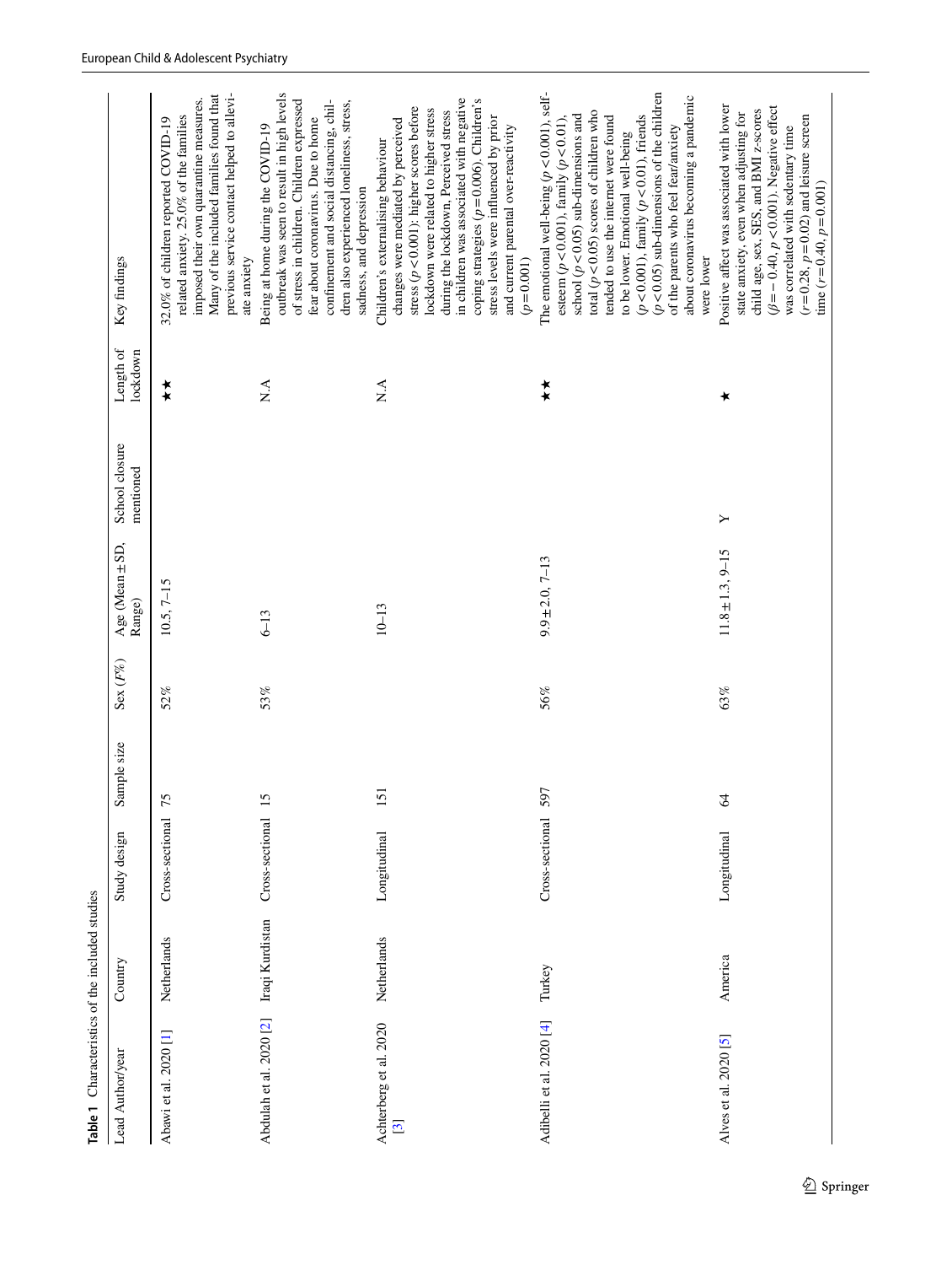**Table 1** Characteristics of the included studies

| Lead Author/year | Country | Study design | Sample size | Sex (*F*%) | Age (Mean ± SD, Range) | School closure mentioned | Length of lockdown | Key findings |
|---|---|---|---|---|---|---|---|---|
| Abawi et al. 2020 [1] | Netherlands | Cross-sectional | 75 | 52% | 10.5, 7–15 | | ★★ | 32.0% of children reported COVID-19 related anxiety. 25.0% of the families imposed their own quarantine measures. Many of the included families found that previous service contact helped to alleviate anxiety |
| Abdulah et al. 2020 [2] | Iraqi Kurdistan | Cross-sectional | 15 | 53% | 6–13 | | N.A | Being at home during the COVID-19 outbreak was seen to result in high levels of stress in children. Children expressed fear about coronavirus. Due to home confinement and social distancing, children also experienced loneliness, stress, sadness, and depression |
| Achterberg et al. 2020 [3] | Netherlands | Longitudinal | 151 | | 10–13 | | N.A | Children's externalising behaviour changes were mediated by perceived stress ($p < 0.001$): higher scores before lockdown were related to higher stress during the lockdown. Perceived stress in children was associated with negative coping strategies ($p = 0.006$). Children's stress levels were influenced by prior and current parental over-reactivity ($p = 0.001$) |
| Adibelli et al. 2020 [4] | Turkey | Cross-sectional | 597 | 56% | 9.9 ± 2.0, 7–13 | | ★★ | The emotional well-being ($p < 0.001$), self-esteem ($p < 0.001$), family ($p < 0.01$), school ($p < 0.05$) sub-dimensions and total ($p < 0.05$) scores of children who tended to use the internet were found to be lower. Emotional well-being ($p < 0.001$), family ($p < 0.01$), friends ($p < 0.05$) sub-dimensions of the children of the parents who feel fear/anxiety about coronavirus becoming a pandemic were lower |
| Alves et al. 2020 [5] | America | Longitudinal | 64 | 63% | 11.8 ± 1.3, 9–15 | Y | ★ | Positive affect was associated with lower state anxiety, even when adjusting for child age, sex, SES, and BMI z-scores ($\beta = -0.40$, $p < 0.001$). Negative effect was correlated with sedentary time ($r = 0.28$, $p = 0.02$) and leisure screen time ($r = 0.40$, $p = 0.001$) |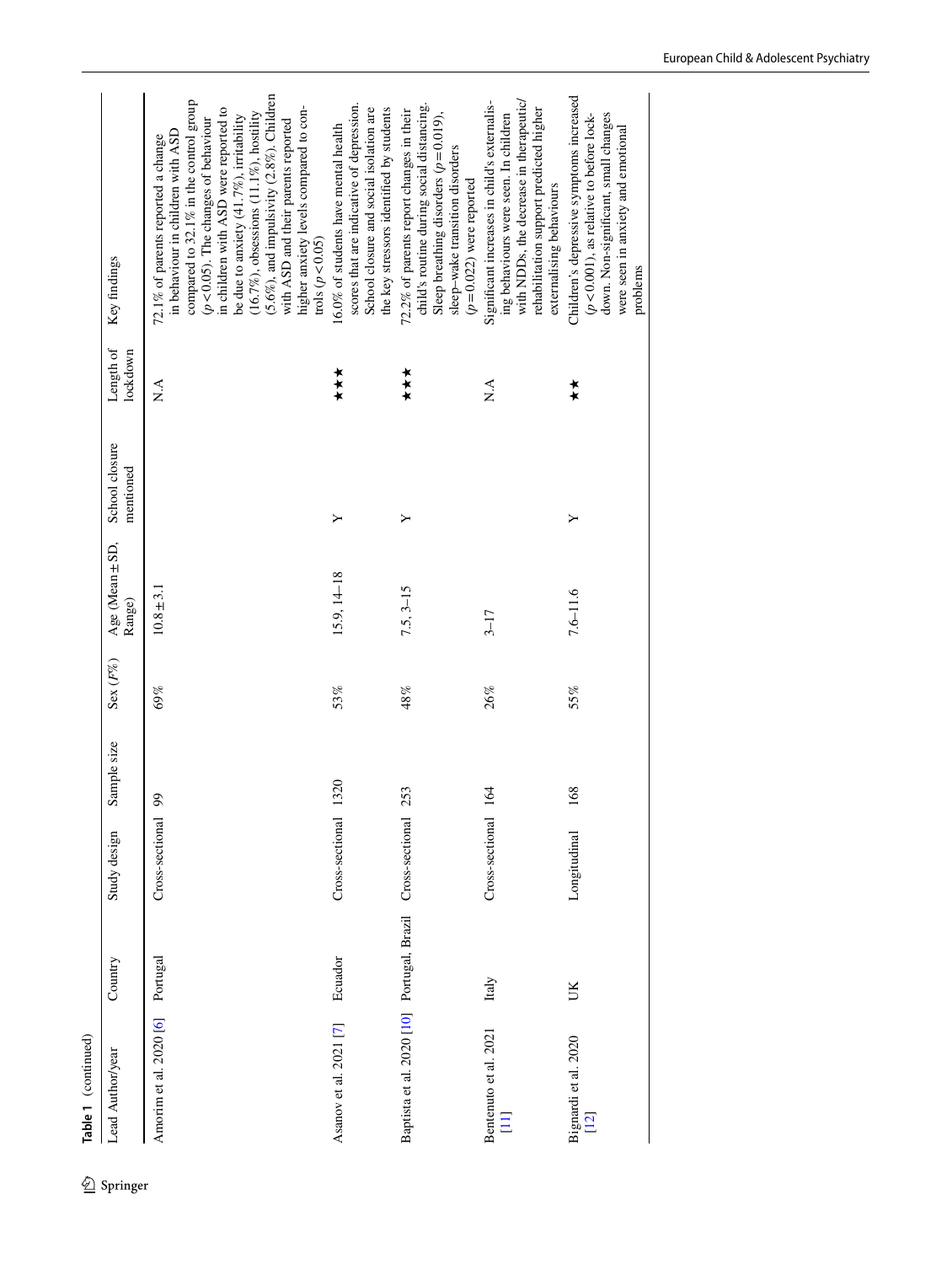**Table 1** (continued)

| Lead Author/year | Country | Study design | Sample size | Sex (*F*%) | Age (Mean ± SD, Range) | School closure mentioned | Length of lockdown | Key findings |
|---|---|---|---|---|---|---|---|---|
| Amorim et al. 2020 [6] | Portugal | Cross-sectional | 99 | 69% | 10.8 ± 3.1 | | N.A | 72.1% of parents reported a change in behaviour in children with ASD compared to 32.1% in the control group ($p < 0.05$). The changes of behaviour in children with ASD were reported to be due to anxiety (41.7%), irritability (16.7%), obsessions (11.1%), hostility (5.6%), and impulsivity (2.8%). Children with ASD and their parents reported higher anxiety levels compared to controls ($p < 0.05$) |
| Asanov et al. 2021 [7] | Ecuador | Cross-sectional | 1320 | 53% | 15.9, 14–18 | Y | ★★★ | 16.0% of students have mental health scores that are indicative of depression. School closure and social isolation are the key stressors identified by students |
| Baptista et al. 2020 [10] | Portugal, Brazil | Cross-sectional | 253 | 48% | 7.5, 3–15 | Y | ★★★ | 72.2% of parents report changes in their child's routine during social distancing. Sleep breathing disorders ($p = 0.019$), sleep–wake transition disorders ($p = 0.022$) were reported |
| Bentenuto et al. 2021 [11] | Italy | Cross-sectional | 164 | 26% | 3–17 | | N.A | Significant increases in child's externalising behaviours were seen. In children with NDDs, the decrease in therapeutic/rehabilitation support predicted higher externalising behaviours |
| Bignardi et al. 2020 [12] | UK | Longitudinal | 168 | 55% | 7.6–11.6 | Y | ★★ | Children's depressive symptoms increased ($p < 0.001$), as relative to before lockdown. Non-significant, small changes were seen in anxiety and emotional problems |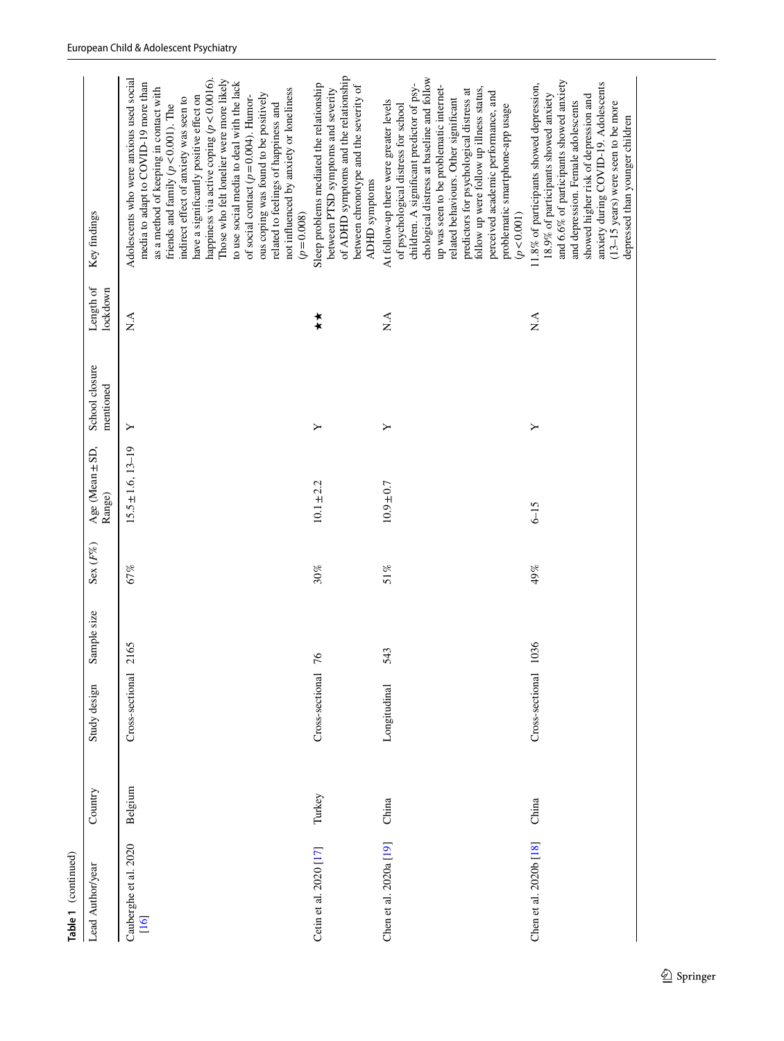**Table 1** (continued)

| Lead Author/year | Country | Study design | Sample size | Sex (*F%*) | Age (Mean ± SD, Range) | School closure mentioned | Length of lockdown | Key findings |
|---|---|---|---|---|---|---|---|---|
| Cauberghe et al. 2020 [16] | Belgium | Cross-sectional | 2165 | 67% | 15.5 ± 1.6, 13–19 | Y | N.A | Adolescents who were anxious used social media to adapt to COVID-19 more than as a method of keeping in contact with friends and family ($p < 0.001$). The indirect effect of anxiety was seen to have a significantly positive effect on happiness via active coping ($p < 0.0016$). Those who felt lonelier were more likely to use social media to deal with the lack of social contact ($p = 0.004$). Humorous coping was found to be positively related to feelings of happiness and not influenced by anxiety or loneliness ($p = 0.008$) |
| Cetin et al. 2020 [17] | Turkey | Cross-sectional | 76 | 30% | 10.1 ± 2.2 | Y | ★★ | Sleep problems mediated the relationship between PTSD symptoms and severity of ADHD symptoms and the relationship between chronotype and the severity of ADHD symptoms |
| Chen et al. 2020a [19] | China | Longitudinal | 543 | 51% | 10.9 ± 0.7 | Y | N.A | At follow-up there were greater levels of psychological distress for school children. A significant predictor of psychological distress at baseline and follow up was seen to be problematic internet-related behaviours. Other significant predictors for psychological distress at follow up were follow up illness status, perceived academic performance, and problematic smartphone-app usage ($p < 0.001$) |
| Chen et al. 2020b [18] | China | Cross-sectional | 1036 | 49% | 6–15 | Y | N.A | 11.8% of participants showed depression, 18.9% of participants showed anxiety and 6.6% of participants showed anxiety and depression. Female adolescents showed higher risk of depression and anxiety during COVID-19. Adolescents (13–15 years) were seen to be more depressed than younger children |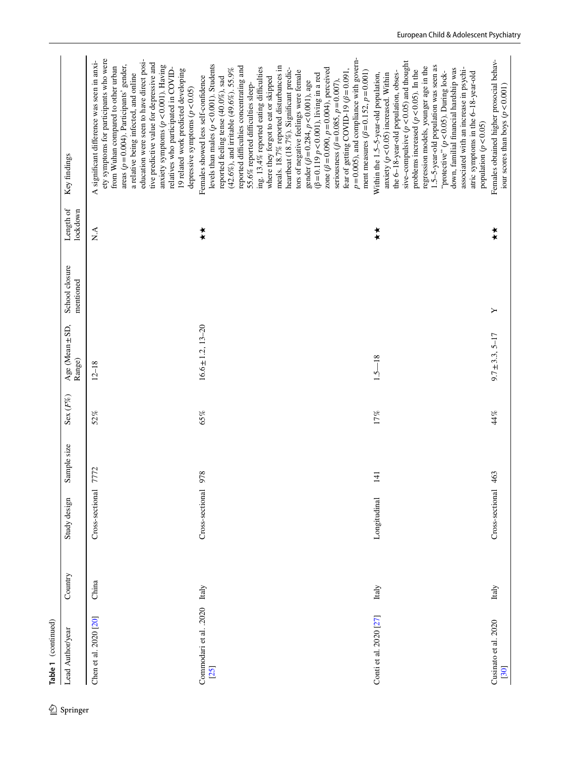**Table 1** (continued)

| Lead Author/year | Country | Study design | Sample size | Sex (*F*%) | Age (Mean ± SD, Range) | School closure mentioned | Length of lockdown | Key findings |
|---|---|---|---|---|---|---|---|---|
| Chen et al. 2020 [20] | China | Cross-sectional | 7772 | 52% | 12–18 | | N.A | A significant difference was seen in anxiety symptoms for participants who were from Wuhan compared to other urban areas ($p = 0.004$). Participants' gender, a relative being infected, and online education were seen to have direct positive predictive value for depressive and anxiety symptoms ($p < 0.001$). Having relatives who participated in COVID-19 related work predicted developing depressive symptoms ($p < 0.05$) |
| Commodari et al. 2020 [25] | Italy | Cross-sectional | 978 | 65% | 16.6 ± 1.2, 13–20 | | ★★ | Females showed less self-confidence levels than males ($p < 0.001$). Students reported feeling tense (40.0%), sad (42.6%), and irritable (49.6%). 55.9% reported difficulties concentrating and 55.6% reported difficulties sleeping. 13.4% reported eating difficulties where they forgot to eat or skipped meals. 18.7% reported disturbances in heartbeat (18.7%). Significant predictors of negative feelings were female gender ($\beta = 0.284$, $p < 0.001$), age ($\beta = 0.119$ $p < 0.001$), living in a red zone ($\beta = 0.090$, $p = 0.004$), perceived seriousness ($\beta = 0.085$, $p = 0.007$), fear of getting COVID-19 ($\beta = 0.091$, $p = 0.005$), and compliance with government measures ($\beta = 0.152$, $p = 0.001$) |
| Conti et al. 2020 [27] | Italy | Longitudinal | 141 | 17% | 1.5—18 | | ★★ | Within the 1.5–5-year-old population, anxiety ($p < 0.05$) increased. Within the 6–18-year-old population, obsessive–compulsive ($p < 0.05$) and thought problems increased ($p < 0.05$). In the regression models, younger age in the 1.5–5-year-old population was seen as "protective" ($p < 0.05$). During lockdown, familial financial hardship was associated with an increase in psychiatric symptoms in the 6–18-year-old population ($p < 0.05$) |
| Cusinato et al. 2020 [30] | Italy | Cross-sectional | 463 | 44% | 9.7 ± 3.3, 5–17 | Y | ★★ | Females obtained higher prosocial behaviour scores than boys ($p < 0.001$) |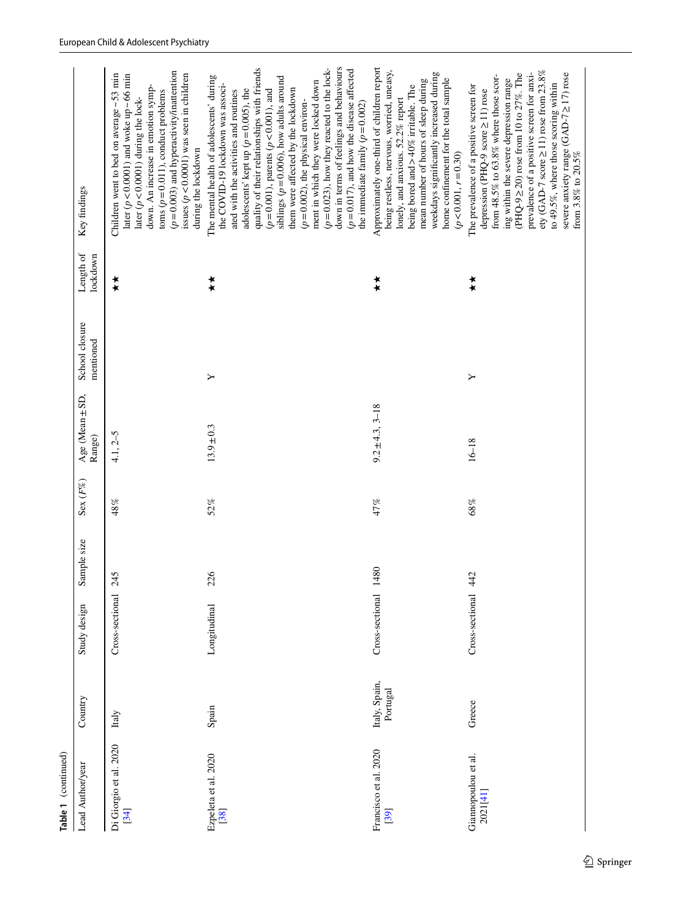**Table 1** (continued)

| Lead Author/year | Country | Study design | Sample size | Sex (*F%*) | Age (Mean ± SD, Range) | School closure mentioned | Length of lockdown | Key findings |
|---|---|---|---|---|---|---|---|---|
| Di Giorgio et al. 2020 [34] | Italy | Cross-sectional | 245 | 48% | 4.1, 2–5 | | ★★ | Children went to bed on average ~53 min later ($p < 0.0001$) and woke up ~66 min later ($p < 0.0001$) during the lockdown. An increase in emotion symptoms ($p = 0.011$), conduct problems ($p = 0.003$) and hyperactivity/inattention issues ($p < 0.0001$) was seen in children during the lockdown |
| Ezpeleta et al. 2020 [38] | Spain | Longitudinal | 226 | 52% | 13.9 ± 0.3 | Y | ★★ | The mental health of adolescents' during the COVID-19 lockdown was associated with the activities and routines adolescents' kept up ($p = 0.005$), the quality of their relationships with friends ($p = 0.001$), parents ($p < 0.001$), and siblings ($p = 0.006$), how adults around them were affected by the lockdown ($p = 0.002$), the physical environment in which they were locked down ($p = 0.023$), how they reacted to the lockdown in terms of feelings and behaviours ($p = 0.017$), and how the disease affected the immediate family ($p = 0.002$) |
| Francisco et al. 2020 [39] | Italy, Spain, Portugal | Cross-sectional | 1480 | 47% | 9.2 ± 4.3, 3–18 | | ★★ | Approximately one-third of children report being restless, nervous, worried, uneasy, lonely, and anxious. 52.2% report being bored and > 40% irritable. The mean number of hours of sleep during weekdays significantly increased during home confinement for the total sample ($p < 0.001$, $r = 0.30$) |
| Giannopoulou et al. 2021 [41] | Greece | Cross-sectional | 442 | 68% | 16–18 | Y | ★★ | The prevalence of a positive screen for depression (PHQ-9 score ≥ 11) rose from 48.5% to 63.8% where those scoring within the severe depression range (PHQ-9 ≥ 20) rose from 10 to 27%. The prevalence of a positive screen for anxiety (GAD-7 score ≥ 11) rose from 23.8% to 49.5%, where those scoring within severe anxiety range (GAD-7 ≥ 17) rose from 3.8% to 20.5% |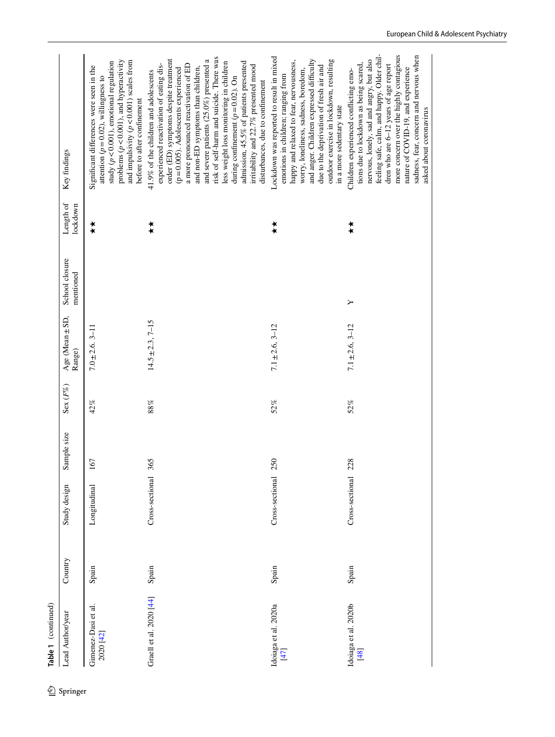**Table 1** (continued)

| Lead Author/year | Country | Study design | Sample size | Sex (F%) | Age (Mean ± SD, Range) | School closure mentioned | Length of lockdown | Key findings |
|---|---|---|---|---|---|---|---|---|
| Gimenez-Dasi et al. 2020 [42] | Spain | Longitudinal | 167 | 42% | 7.0 ± 2.6, 3–11 | | ★★ | Significant differences were seen in the attention ($p = 0.02$), willingness to study ($p < 0.001$), emotional regulation problems ($p < 0.001$), and hyperactivity and impulsivity ($p < 0.001$) scales from before to after confinement |
| Graell et al. 2020 [44] | Spain | Cross-sectional | 365 | 88% | 14.5 ± 2.3, 7–15 | | ★★ | 41.9% of the children and adolescents experienced reactivation of eating disorder (ED) symptoms despite treatment ($p = 0.005$). Adolescents experienced a more pronounced reactivation of ED and non-ED symptoms than children, and severe patients (25.0%) presented a risk of self-harm and suicide. There was less weight loss monitoring in children during confinement ($p = 0.02$). On admission, 45.5% of patients presented irritability and 22.7% presented mood disturbances, due to confinement |
| Idoiaga et al. 2020a [47] | Spain | Cross-sectional | 250 | 52% | 7.1 ± 2.6, 3–12 | | ★★ | Lockdown was reported to result in mixed emotions in children; ranging from happy and relaxed to fear, nervousness, worry, loneliness, sadness, boredom, and anger. Children expressed difficulty due to the deprivation of fresh air and outdoor exercise in lockdown, resulting in a more sedentary state |
| Idoiaga et al. 2020b [48] | Spain | Cross-sectional | 228 | 52% | 7.1 ± 2.6, 3–12 | Y | ★★ | Children experienced conflicting emotions due to lockdown as being scared, nervous, lonely, sad and angry, but also feeling safe, calm, and happy. Older children who are 6–12 years of age report more concern over the highly contagious nature of COVID-19, and experience sadness, fear, concern and nervous when asked about coronavirus |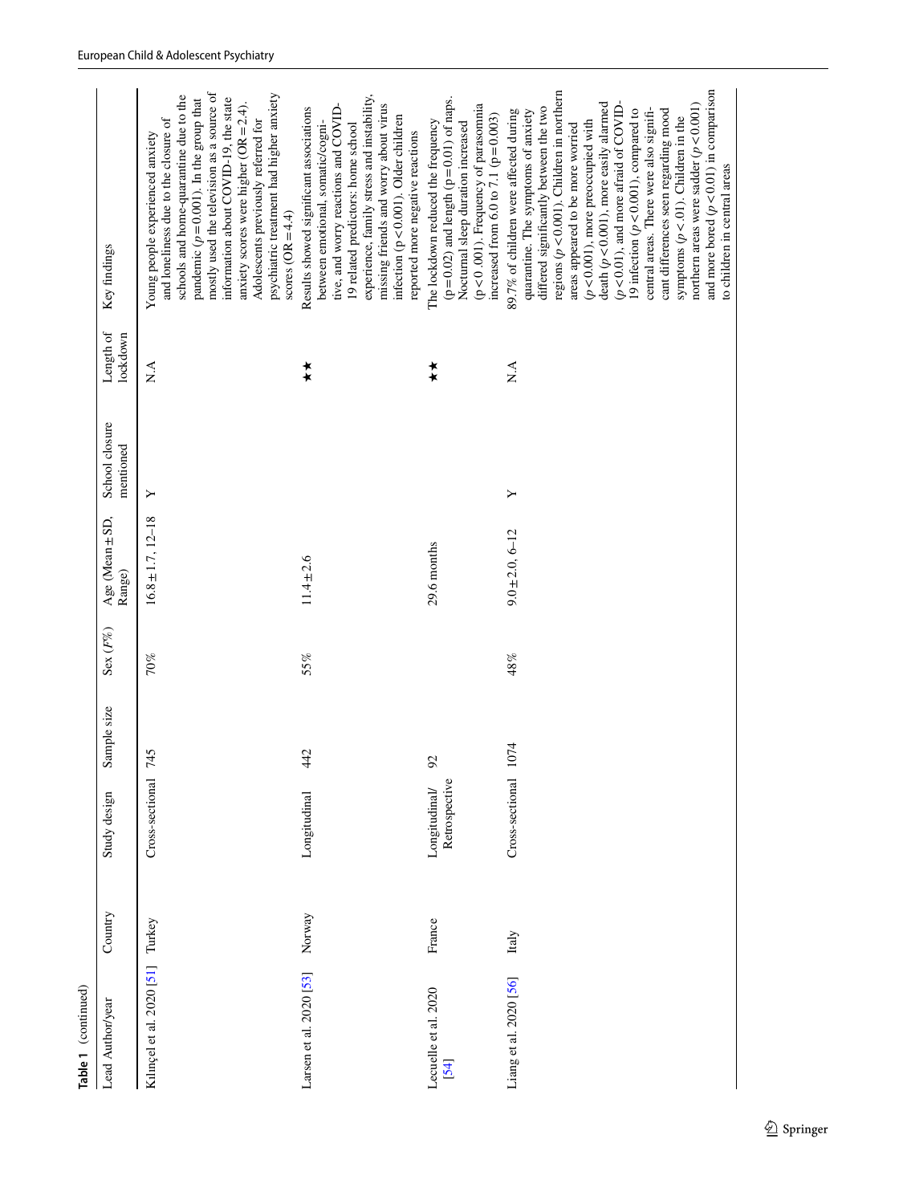Table 1 (continued)

| Lead Author/year | Country | Study design | Sample size | Sex (*F%*) | Age (Mean ± SD, Range) | School closure mentioned | Length of lockdown | Key findings |
|---|---|---|---|---|---|---|---|---|
| Kılınçel et al. 2020 [51] | Turkey | Cross-sectional | 745 | 70% | 16.8 ± 1.7, 12–18 | Y | N.A | Young people experienced anxiety and loneliness due to the closure of schools and home-quarantine due to the pandemic ($p = 0.001$). In the group that mostly used the television as a source of information about COVID-19, the state anxiety scores were higher (OR = 2.4). Adolescents previously referred for psychiatric treatment had higher anxiety scores (OR = 4.4) |
| Larsen et al. 2020 [53] | Norway | Longitudinal | 442 | 55% | 11.4 ± 2.6 | | ★★ | Results showed significant associations between emotional, somatic/cognitive, and worry reactions and COVID-19 related predictors: home school experience, family stress and instability, missing friends and worry about virus infection ($p < 0.001$). Older children reported more negative reactions |
| Lecuelle et al. 2020 [54] | France | Longitudinal/ Retrospective | 92 | | 29.6 months | | ★★ | The lockdown reduced the frequency ($p = 0.02$) and length ($p = 0.01$) of naps. Nocturnal sleep duration increased ($p < 0.001$). Frequency of parasomnia increased from 6.0 to 7.1 ($p = 0.003$) |
| Liang et al. 2020 [56] | Italy | Cross-sectional | 1074 | 48% | 9.0 ± 2.0, 6–12 | Y | N.A | 89.7% of children were affected during quarantine. The symptoms of anxiety differed significantly between the two regions ($p < 0.001$). Children in northern areas appeared to be more worried ($p < 0.001$), more preoccupied with death ($p < 0.001$), more easily alarmed ($p < 0.01$), and more afraid of COVID-19 infection ($p < 0.001$), compared to central areas. There were also significant differences seen regarding mood symptoms ($p < .01$). Children in the northern areas were sadder ($p < 0.001$) and more bored ($p < 0.01$) in comparison to children in central areas |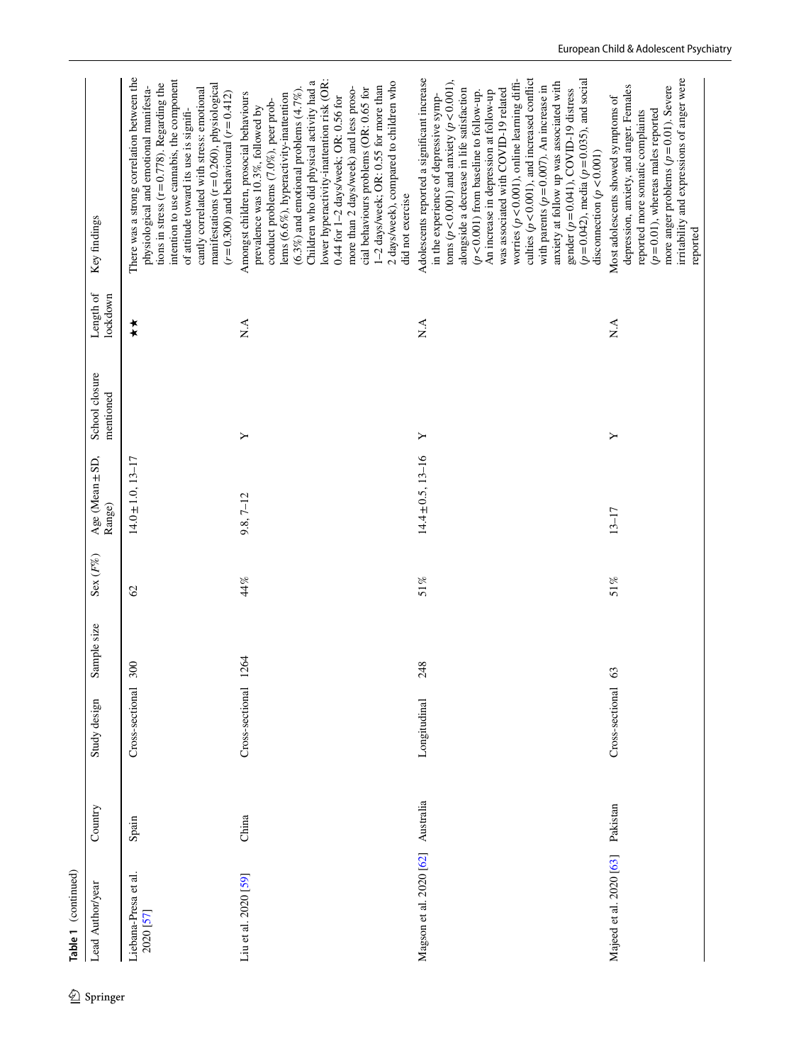**Table 1** (continued)

| Lead Author/year | Country | Study design | Sample size | Sex (*F%*) | Age (Mean ± SD, Range) | School closure mentioned | Length of lockdown | Key findings |
|---|---|---|---|---|---|---|---|---|
| Liebana-Presa et al. 2020 [57] | Spain | Cross-sectional | 300 | 62 | 14.0 ± 1.0, 13–17 | | ★★ | There was a strong correlation between the physiological and emotional manifestations in stress (r = 0.778). Regarding the intention to use cannabis, the component of attitude toward its use is significantly correlated with stress: emotional manifestations (r = 0.260), physiological (r = 0.300) and behavioural (r = 0.412) |
| Liu et al. 2020 [59] | China | Cross-sectional | 1264 | 44% | 9.8, 7–12 | Y | N.A | Amongst children, prosocial behaviours prevalence was 10.3%, followed by conduct problems (7.0%), peer problems (6.6%), hyperactivity-inattention (6.3%) and emotional problems (4.7%). Children who did physical activity had a lower hyperactivity-inattention risk (OR: 0.44 for 1–2 days/week; OR: 0.56 for more than 2 days/week) and less prosocial behaviours problems (OR: 0.65 for 1–2 days/week; OR: 0.55 for more than 2 days/week), compared to children who did not exercise |
| Magson et al. 2020 [62] | Australia | Longitudinal | 248 | 51% | 14.4 ± 0.5, 13–16 | Y | N.A | Adolescents reported a significant increase in the experience of depressive symptoms ($p < 0.001$) and anxiety ($p < 0.001$), alongside a decrease in life satisfaction ($p < 0.001$) from baseline to follow-up. An increase in depression at follow-up was associated with COVID-19 related worries ($p < 0.001$), online learning difficulties ($p < 0.001$), and increased conflict with parents ($p = 0.007$). An increase in anxiety at follow up was associated with gender ($p = 0.041$), COVID-19 distress ($p = 0.042$), media ($p = 0.035$), and social disconnection ($p < 0.001$) |
| Majeed et al. 2020 [63] | Pakistan | Cross-sectional | 63 | 51% | 13–17 | Y | N.A | Most adolescents showed symptoms of depression, anxiety, and anger. Females reported more somatic complaints ($p = 0.01$), whereas males reported more anger problems ($p = 0.01$). Severe irritability and expressions of anger were reported |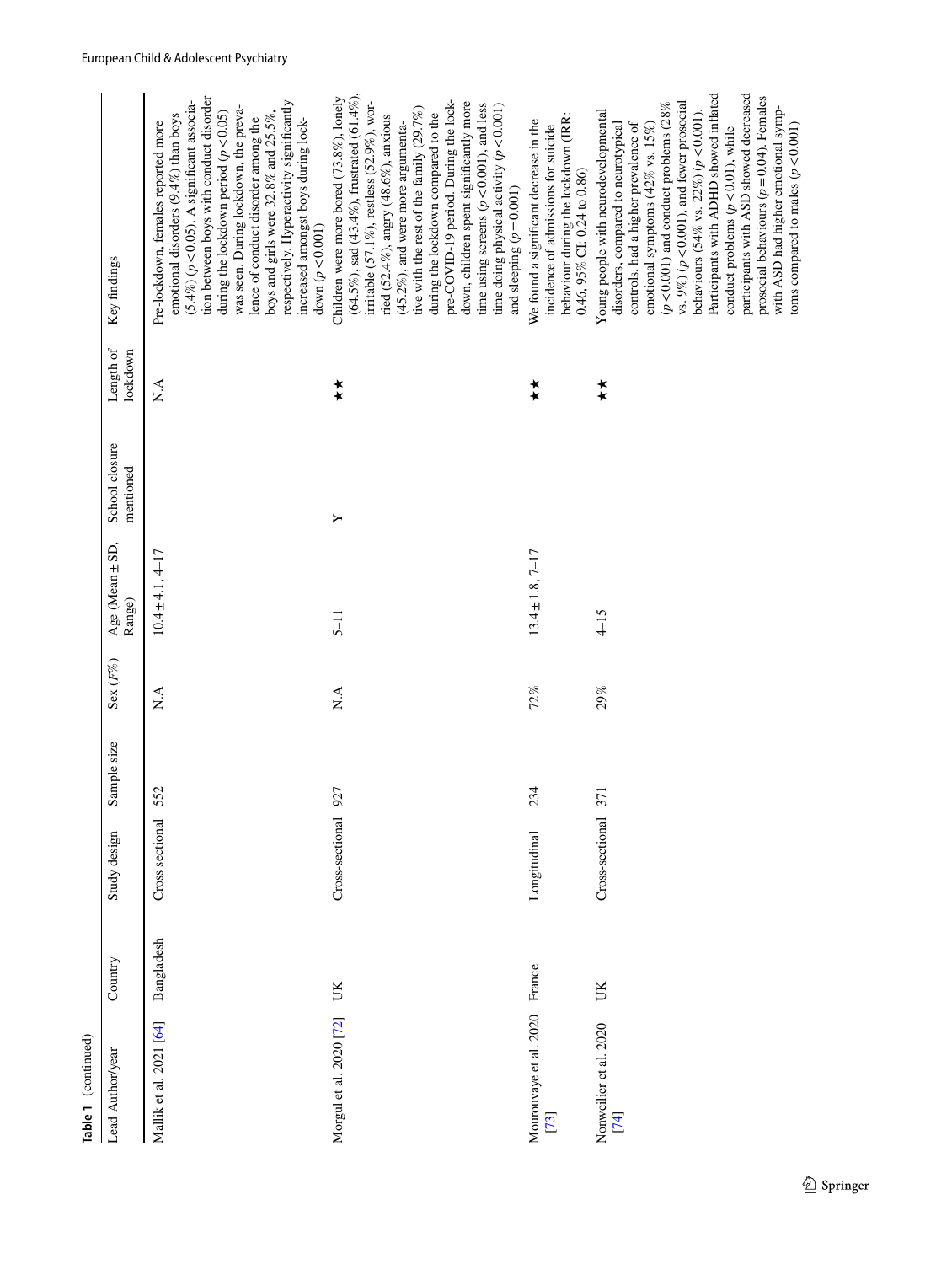**Table 1** (continued)

| Lead Author/year | Country | Study design | Sample size | Sex (*F%*) | Age (Mean ± SD, Range) | School closure mentioned | Length of lockdown | Key findings |
|---|---|---|---|---|---|---|---|---|
| Mallik et al. 2021 [64] | Bangladesh | Cross sectional | 552 | N.A | 10.4 ± 4.1, 4–17 | | N.A | Pre-lockdown, females reported more emotional disorders (9.4%) than boys (5.4%) ($p < 0.05$). A significant association between boys with conduct disorder during the lockdown period ($p < 0.05$) was seen. During lockdown, the prevalence of conduct disorder among the boys and girls were 32.8% and 25.5%, respectively. Hyperactivity significantly increased amongst boys during lockdown ($p < 0.001$) |
| Morgul et al. 2020 [72] | UK | Cross-sectional | 927 | N.A | 5–11 | Y | ★★ | Children were more bored (73.8%), lonely (64.5%), sad (43.4%), frustrated (61.4%), irritable (57.1%), restless (52.9%), worried (52.4%), angry (48.6%), anxious (45.2%), and were more argumentative with the rest of the family (29.7%) during the lockdown compared to the pre-COVID-19 period. During the lockdown, children spent significantly more time using screens ($p < 0.001$), and less time doing physical activity ($p < 0.001$) and sleeping ($p = 0.001$) |
| Mourouvaye et al. 2020 [73] | France | Longitudinal | 234 | 72% | 13.4 ± 1.8, 7–17 | | ★★ | We found a significant decrease in the incidence of admissions for suicide behaviour during the lockdown (IRR: 0.46, 95% CI: 0.24 to 0.86) |
| Nonweiler et al. 2020 [74] | UK | Cross-sectional | 371 | 29% | 4–15 | | ★★ | Young people with neurodevelopmental disorders, compared to neurotypical controls, had a higher prevalence of emotional symptoms (42% vs. 15%) ($p < 0.001$) and conduct problems (28% vs. 9%) ($p < 0.001$), and fewer prosocial behaviours (54% vs. 22%) ($p < 0.001$). Participants with ADHD showed inflated conduct problems ($p < 0.01$), while participants with ASD showed decreased prosocial behaviours ($p = 0.04$). Females with ASD had higher emotional symptoms compared to males ($p < 0.001$) |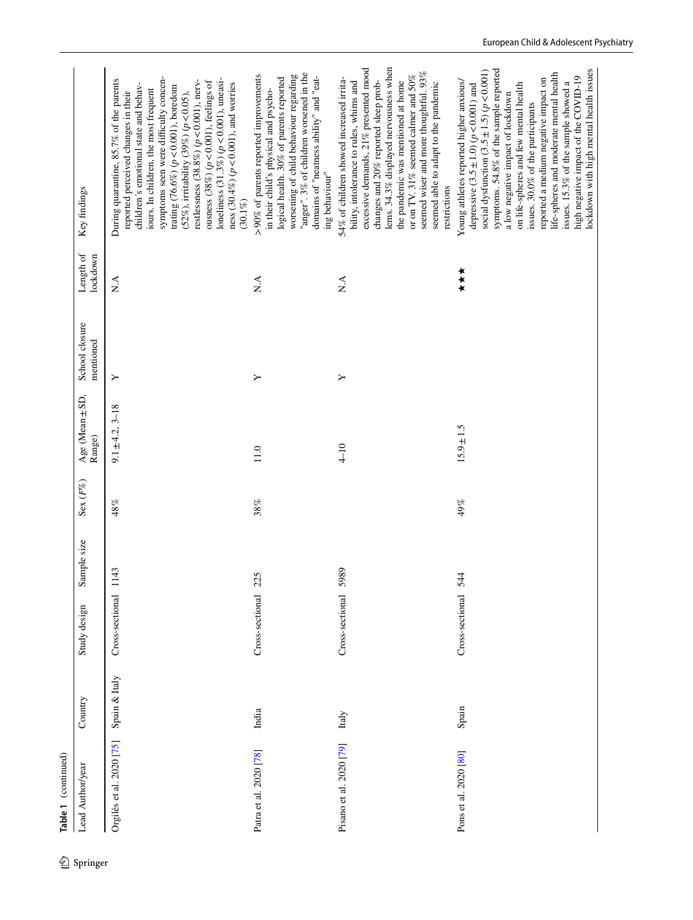**Table 1** (continued)

| Lead Author/year | Country | Study design | Sample size | Sex (*F%*) | Age (Mean ± SD, Range) | School closure mentioned | Length of lockdown | Key findings |
|---|---|---|---|---|---|---|---|---|
| Orglés et al. 2020 [75] | Spain & Italy | Cross-sectional | 1143 | 48% | 9.1 ± 4.2, 3–18 | Y | N.A | During quarantine, 85.7% of the parents reported perceived changes in their children's emotional state and behaviours. In children, the most frequent symptoms seen were difficulty concentrating (76.6%) ($p < 0.001$), boredom (52%), irritability (39%) ($p < 0.05$), restlessness (38.8%) ($p < 0.001$), nervousness (38%) ($p < 0.001$), feelings of loneliness (31.3%) ($p < 0.001$), uneasiness (30.4%) ($p < 0.001$), and worries (30.1%) |
| Patra et al. 2020 [78] | India | Cross-sectional | 225 | 38% | 11.0 | Y | N.A | > 90% of parents reported improvements in their child's physical and psychological health. 30% of parents reported worsening of child behaviour regarding "anger". 3% of children worsened in the domains of "neatness ability" and "eating behaviour" |
| Pisano et al. 2020 [79] | Italy | Cross-sectional | 5989 | | 4–10 | Y | N.A | 54% of children showed increased irritability, intolerance to rules, whims and excessive demands, 21% presented mood changes and 20% reported sleep problems. 34.3% displayed nervousness when the pandemic was mentioned at home or on TV. 31% seemed calmer and 50% seemed wiser and more thoughtful. 93% seemed able to adapt to the pandemic restrictions |
| Pons et al. 2020 [80] | Spain | Cross-sectional | 544 | 49% | 15.9 ± 1.5 | | ★★★ | Young athletes reported higher anxious/depressive (3.5 ± 1.0) ($p < 0.001$) and social dysfunction (3.5 ± 1.5) ($p < 0.001$) symptoms. 54.8% of the sample reported a low negative impact of lockdown on life-spheres and few mental health issues. 30.0% of the participants reported a medium negative impact on life-spheres and moderate mental health issues. 15.3% of the sample showed a high negative impact of the COVID-19 lockdown with high mental health issues |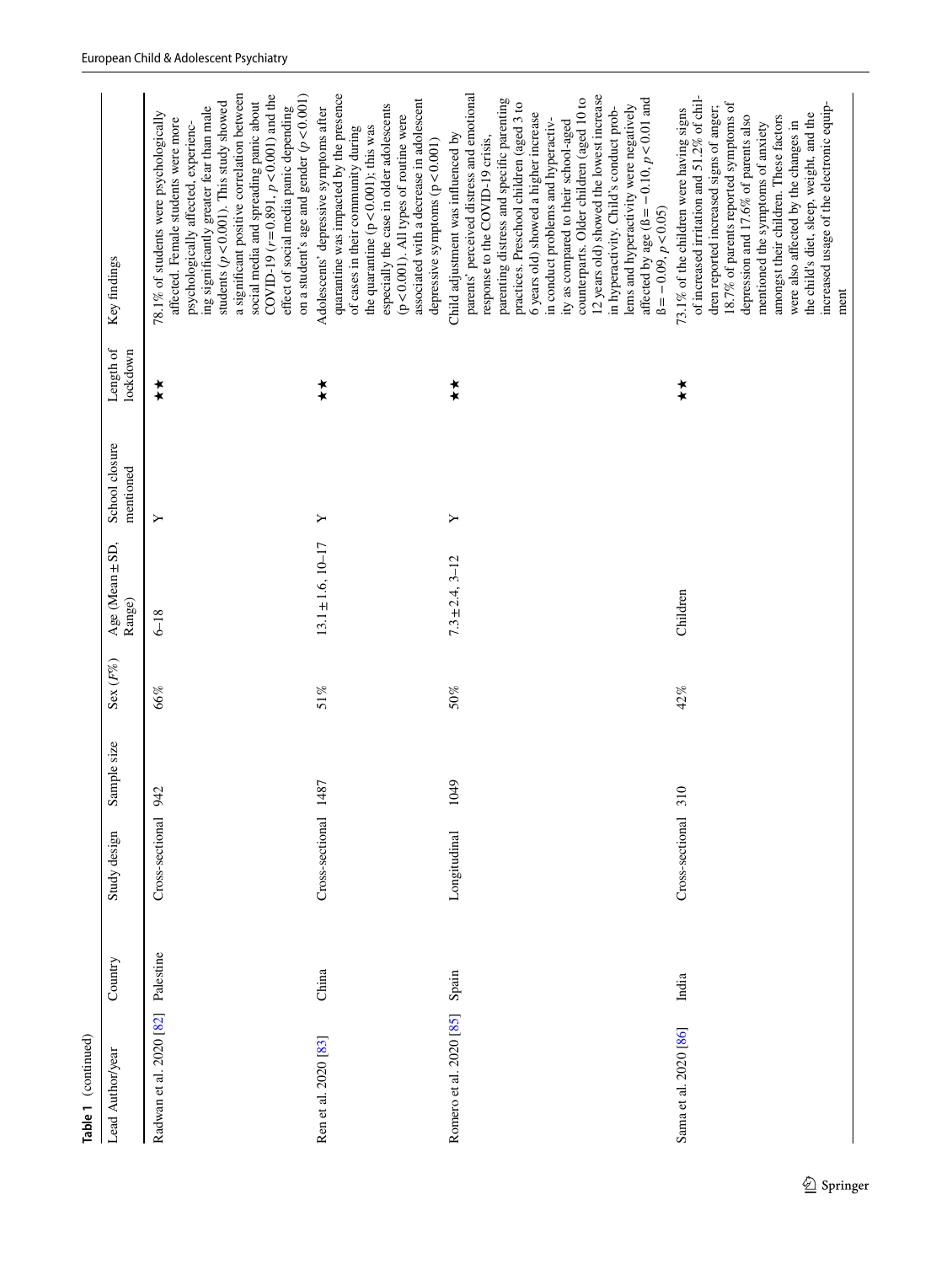**Table 1** (continued)

| Lead Author/year | Country | Study design | Sample size | Sex (*F%*) | Age (Mean ± SD, Range) | School closure mentioned | Length of lockdown | Key findings |
|---|---|---|---|---|---|---|---|---|
| Radwan et al. 2020 [82] | Palestine | Cross-sectional | 942 | 66% | 6–18 | Y | ★★ | 78.1% of students were psychologically affected. Female students were more psychologically affected, experiencing significantly greater fear than male students ($p<0.001$). This study showed a significant positive correlation between social media and spreading panic about COVID-19 ($r=0.891$, $p<0.001$) and the effect of social media panic depending on a student's age and gender ($p<0.001$) |
| Ren et al. 2020 [83] | China | Cross-sectional | 1487 | 51% | 13.1 ± 1.6, 10–17 | Y | ★★ | Adolescents' depressive symptoms after quarantine was impacted by the presence of cases in their community during the quarantine ($p<0.001$); this was especially the case in older adolescents ($p<0.001$). All types of routine were associated with a decrease in adolescent depressive symptoms ($p<0.001$) |
| Romero et al. 2020 [85] | Spain | Longitudinal | 1049 | 50% | 7.3 ± 2.4, 3–12 | Y | ★★ | Child adjustment was influenced by parents' perceived distress and emotional response to the COVID-19 crisis, parenting distress and specific parenting practices. Preschool children (aged 3 to 6 years old) showed a higher increase in conduct problems and hyperactivity as compared to their school-aged counterparts. Older children (aged 10 to 12 years old) showed the lowest increase in hyperactivity. Child's conduct problems and hyperactivity were negatively affected by age ($\beta=-0.10$, $p<0.01$ and $\beta=-0.09$, $p<0.05$) |
| Sama et al. 2020 [86] | India | Cross-sectional | 310 | 42% | Children | | ★★ | 73.1% of the children were having signs of increased irritation and 51.2% of children reported increased signs of anger; 18.7% of parents reported symptoms of depression and 17.6% of parents also mentioned the symptoms of anxiety amongst their children. These factors were also affected by the changes in the child's diet, sleep, weight, and the increased usage of the electronic equipment |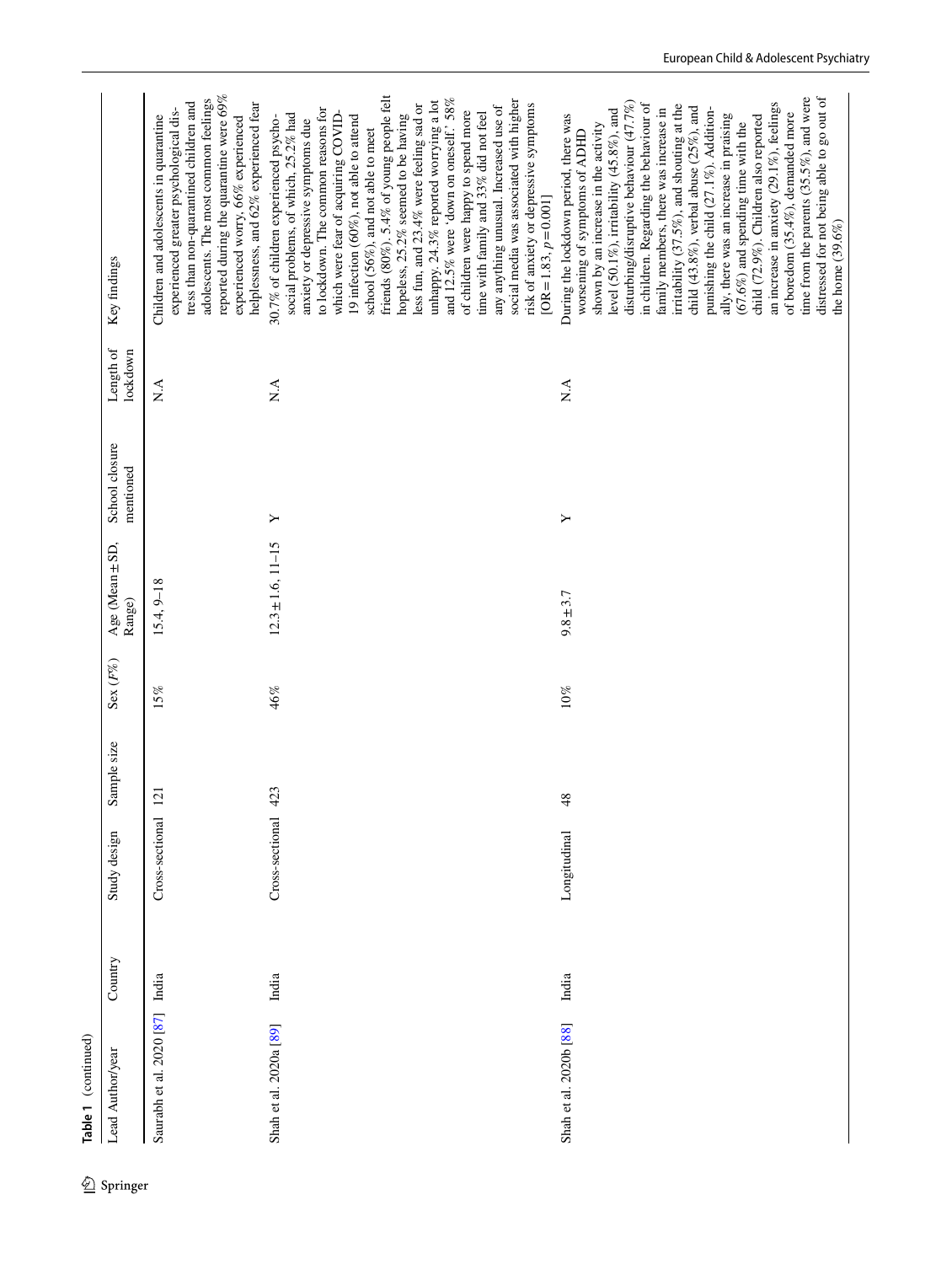**Table 1** (continued)

| Lead Author/year | Country | Study design | Sample size | Sex (*F%*) | Age (Mean ± SD, Range) | School closure mentioned | Length of lockdown | Key findings |
|---|---|---|---|---|---|---|---|---|
| Saurabh et al. 2020 [87] | India | Cross-sectional | 121 | 15% | 15.4, 9–18 | | N.A | Children and adolescents in quarantine experienced greater psychological distress than non-quarantined children and adolescents. The most common feelings reported during the quarantine were 69% experienced worry, 66% experienced helplessness, and 62% experienced fear |
| Shah et al. 2020a [89] | India | Cross-sectional | 423 | 46% | 12.3 ± 1.6, 11–15 | Y | N.A | 30.7% of children experienced psychosocial problems, of which, 25.2% had anxiety or depressive symptoms due to lockdown. The common reasons for which were fear of acquiring COVID-19 infection (60%), not able to attend school (56%), and not able to meet friends (80%). 5.4% of young people felt hopeless, 25.2% seemed to be having less fun, and 23.4% were feeling sad or unhappy, 24.3% reported worrying a lot and 12.5% were 'down on oneself.' 58% of children were happy to spend more time with family and 33% did not feel any anything unusual. Increased use of social media was associated with higher risk of anxiety or depressive symptoms [OR = 1.83, $p = 0.001$] |
| Shah et al. 2020b [88] | India | Longitudinal | 48 | 10% | 9.8 ± 3.7 | Y | N.A | During the lockdown period, there was worsening of symptoms of ADHD shown by an increase in the activity level (50.1%), irritability (45.8%), and disturbing/disruptive behaviour (47.7%) in children. Regarding the behaviour of family members, there was increase in irritability (37.5%), and shouting at the child (43.8%), verbal abuse (25%), and punishing the child (27.1%). Additionally, there was an increase in praising (67.6%) and spending time with the child (72.9%). Children also reported an increase in anxiety (29.1%), feelings of boredom (35.4%), demanded more time from the parents (35.5%), and were distressed for not being able to go out of the home (39.6%) |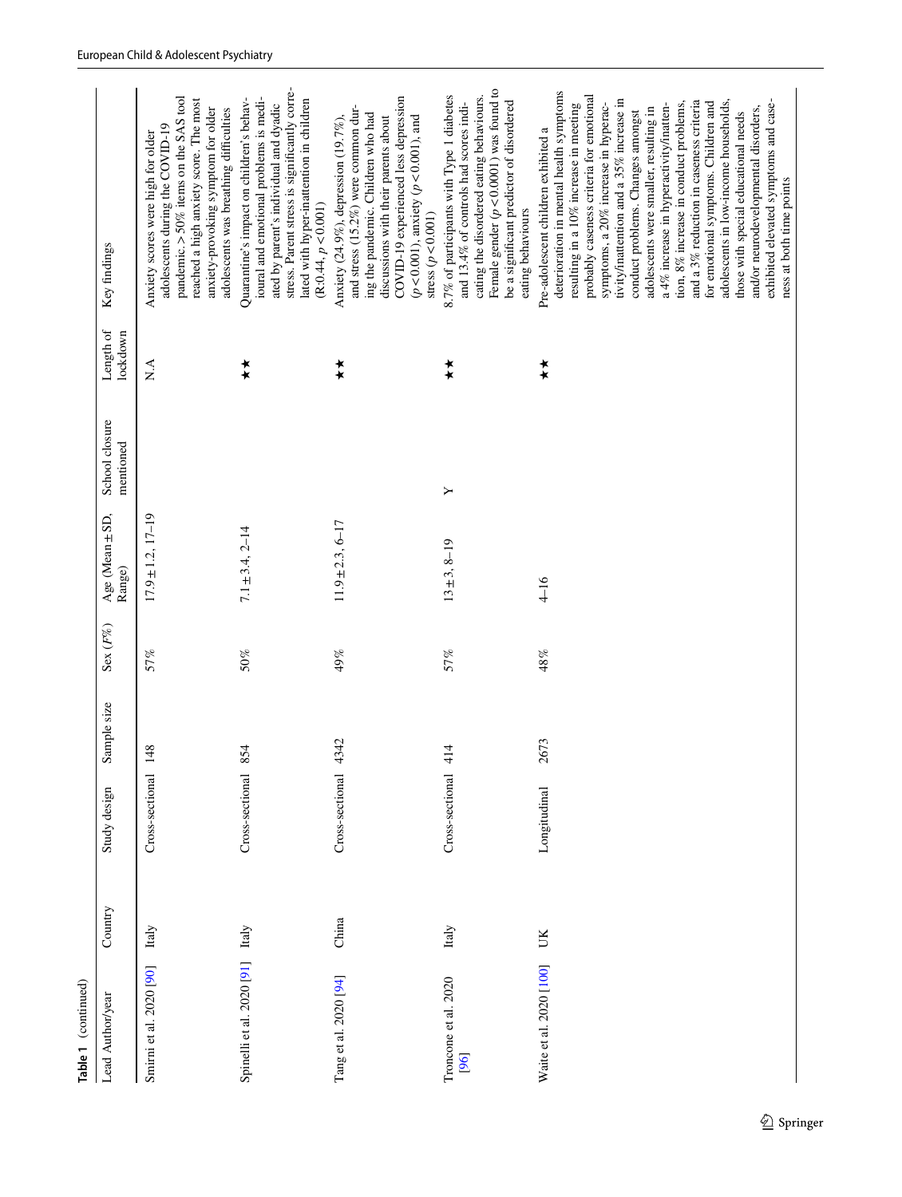Table 1 (continued)

| Lead Author/year | Country | Study design | Sample size | Sex (*F%*) | Age (Mean ± SD, Range) | School closure mentioned | Length of lockdown | Key findings |
|---|---|---|---|---|---|---|---|---|
| Smirni et al. 2020 [90] | Italy | Cross-sectional | 148 | 57% | 17.9 ± 1.2, 17–19 | | N.A | Anxiety scores were high for older adolescents during the COVID-19 pandemic. > 50% items on the SAS tool reached a high anxiety score. The most anxiety-provoking symptom for older adolescents was breathing difficulties |
| Spinelli et al. 2020 [91] | Italy | Cross-sectional | 854 | 50% | 7.1 ± 3.4, 2–14 | | ★★ | Quarantine's impact on children's behavioural and emotional problems is mediated by parent's individual and dyadic stress. Parent stress is significantly correlated with hyper-inattention in children (R:0.44, $p < 0.001$) |
| Tang et al. 2020 [94] | China | Cross-sectional | 4342 | 49% | 11.9 ± 2.3, 6–17 | | ★★ | Anxiety (24.9%), depression (19.7%), and stress (15.2%) were common during the pandemic. Children who had discussions with their parents about COVID-19 experienced less depression ($p < 0.001$), anxiety ($p < 0.001$), and stress ($p < 0.001$) |
| Troncone et al. 2020 [96] | Italy | Cross-sectional | 414 | 57% | 13 ± 3, 8–19 | Y | ★★ | 8.7% of participants with Type 1 diabetes and 13.4% of controls had scores indicating the disordered eating behaviours. Female gender ($p < 0.0001$) was found to be a significant predictor of disordered eating behaviours |
| Waite et al. 2020 [100] | UK | Longitudinal | 2673 | 48% | 4–16 | | ★★ | Pre-adolescent children exhibited a deterioration in mental health symptoms resulting in a 10% increase in meeting probably caseness criteria for emotional symptoms, a 20% increase in hyperactivity/inattention and a 35% increase in conduct problems. Changes amongst adolescents were smaller, resulting in a 4% increase in hyperactivity/inattention, 8% increase in conduct problems, and a 3% reduction in caseness criteria for emotional symptoms. Children and adolescents in low-income households, those with special educational needs and/or neurodevelopmental disorders, exhibited elevated symptoms and caseness at both time points |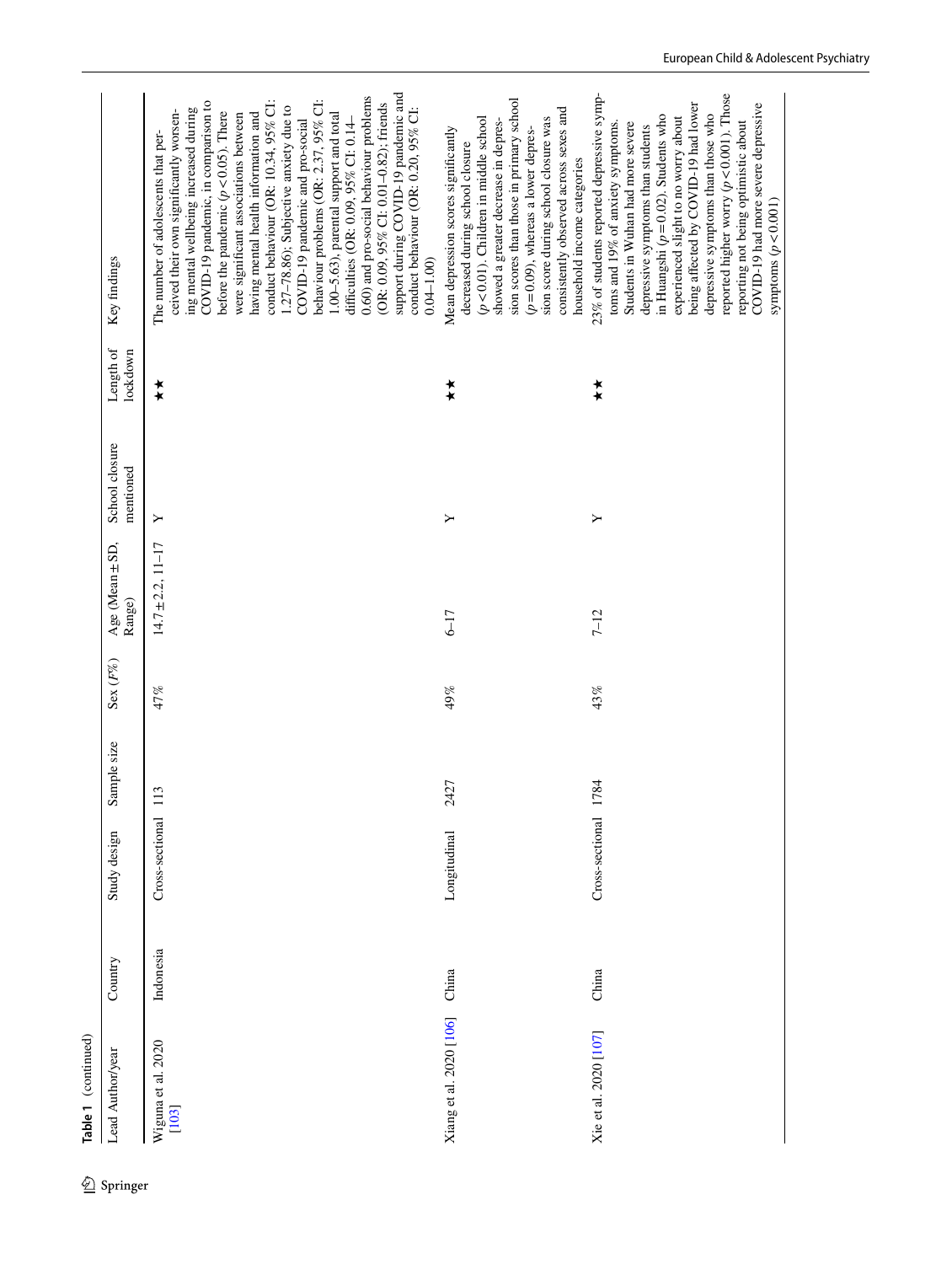**Table 1** (continued)

| Lead Author/year | Country | Study design | Sample size | Sex (*F%*) | Age (Mean ± SD, Range) | School closure mentioned | Length of lockdown | Key findings |
|---|---|---|---|---|---|---|---|---|
| Wiguna et al. 2020 [103] | Indonesia | Cross-sectional | 113 | 47% | 14.7 ± 2.2, 11–17 | Y | ★★ | The number of adolescents that perceived their own significantly worsening mental wellbeing increased during COVID-19 pandemic, in comparison to before the pandemic ($p < 0.05$). There were significant associations between having mental health information and conduct behaviour (OR: 10.34, 95% CI: 1.27–78.86); Subjective anxiety due to COVID-19 pandemic and pro-social behaviour problems (OR: 2.37, 95% CI: 1.00–5.63), parental support and total difficulties (OR: 0.09, 95% CI: 0.14–0.60) and pro-social behaviour problems (OR: 0.09, 95% CI: 0.01–0.82); friends support during COVID-19 pandemic and conduct behaviour (OR: 0.20, 95% CI: 0.04–1.00) |
| Xiang et al. 2020 [106] | China | Longitudinal | 2427 | 49% | 6–17 | Y | ★★ | Mean depression scores significantly decreased during school closure ($p < 0.01$). Children in middle school showed a greater decrease in depression scores than those in primary school ($p = 0.09$), whereas a lower depression score during school closure was consistently observed across sexes and household income categories |
| Xie et al. 2020 [107] | China | Cross-sectional | 1784 | 43% | 7–12 | Y | ★★ | 23% of students reported depressive symptoms and 19% of anxiety symptoms. Students in Wuhan had more severe depressive symptoms than students in Huangshi ($p = 0.02$). Students who experienced slight to no worry about being affected by COVID-19 had lower depressive symptoms than those who reported higher worry ($p < 0.001$). Those reporting not being optimistic about COVID-19 had more severe depressive symptoms ($p < 0.001$) |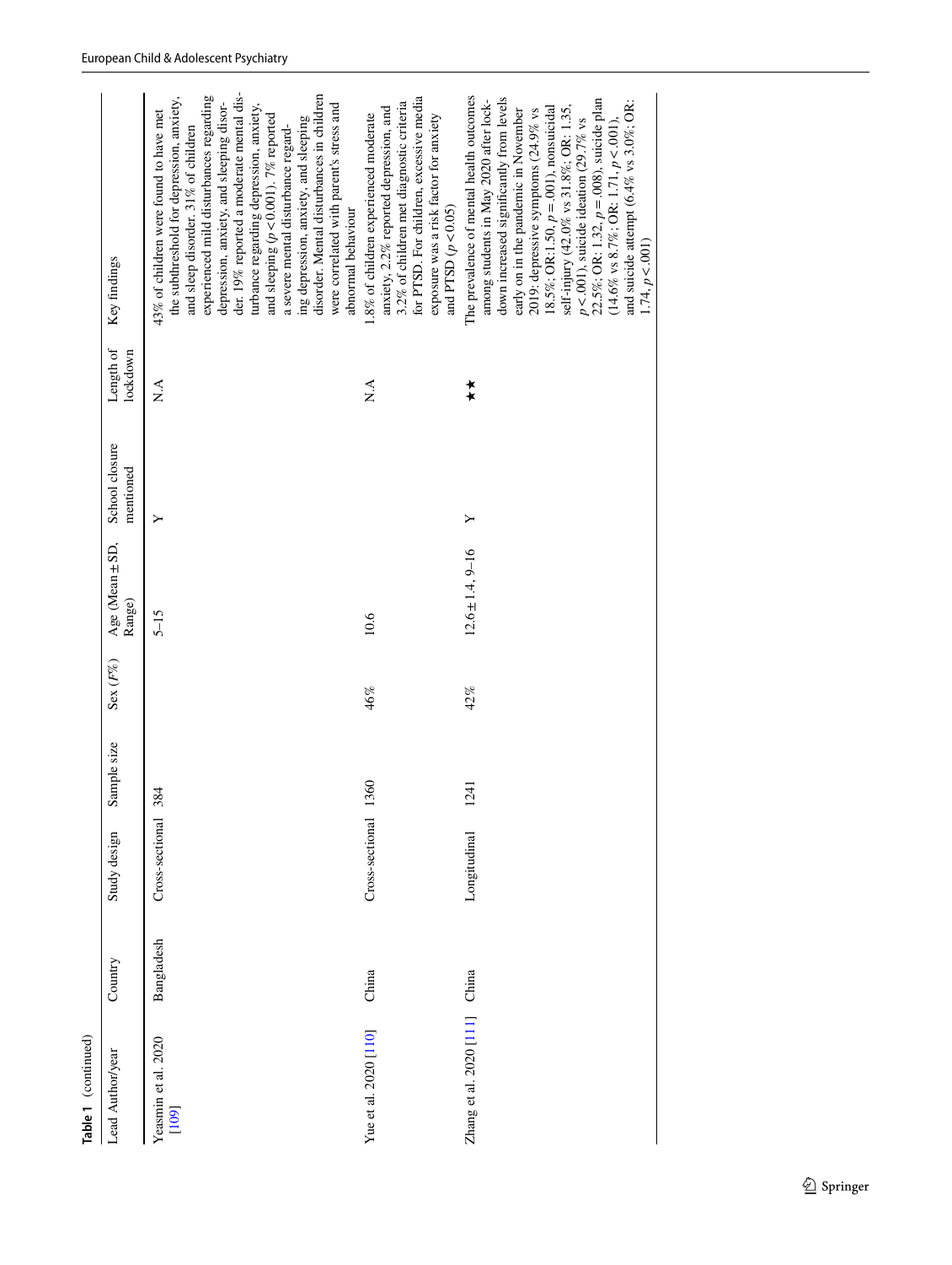**Table 1** (continued)

| Lead Author/year | Country | Study design | Sample size | Sex (*F%*) | Age (Mean ± SD, Range) | School closure mentioned | Length of lockdown | Key findings |
|---|---|---|---|---|---|---|---|---|
| Yeasmin et al. 2020 [109] | Bangladesh | Cross-sectional | 384 | | 5–15 | Y | N.A | 43% of children were found to have met the subthreshold for depression, anxiety, and sleep disorder. 31% of children experienced mild disturbances regarding depression, anxiety, and sleeping disorder. 19% reported a moderate mental disturbance regarding depression, anxiety, and sleeping ($p < 0.001$). 7% reported a severe mental disturbance regarding depression, anxiety, and sleeping disorder. Mental disturbances in children were correlated with parent's stress and abnormal behaviour |
| Yue et al. 2020 [110] | China | Cross-sectional | 1360 | 46% | 10.6 | | N.A | 1.8% of children experienced moderate anxiety, 2.2% reported depression, and 3.2% of children met diagnostic criteria for PTSD. For children, excessive media exposure was a risk factor for anxiety and PTSD ($p < 0.05$) |
| Zhang et al. 2020 [111] | China | Longitudinal | 1241 | 42% | 12.6 ± 1.4, 9–16 | Y | ★★ | The prevalence of mental health outcomes among students in May 2020 after lockdown increased significantly from levels early on in the pandemic in November 2019: depressive symptoms (24.9% vs 18.5%; OR:1.50, $p = .001$), nonsuicidal self-injury (42.0% vs 31.8%; OR: 1.35, $p < .001$), suicide ideation (29.7% vs 22.5%; OR: 1.32, $p = .008$), suicide plan (14.6% vs 8.7%; OR: 1.71, $p < .001$), and suicide attempt (6.4% vs 3.0%; OR: 1.74, $p < .001$) |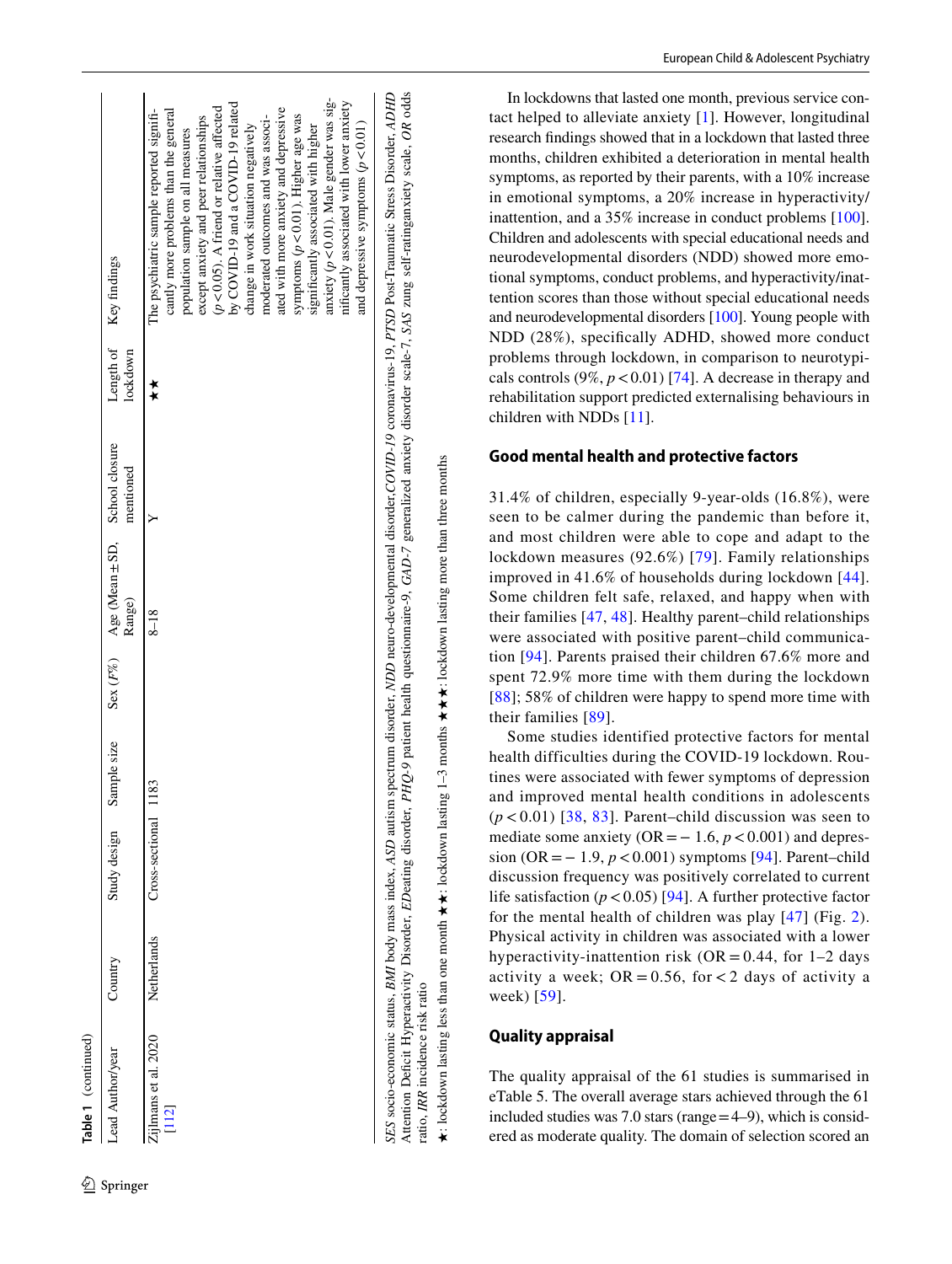**Table 1** (continued)

| Lead Author/year | Country | Study design | Sample size | Sex (*F%*) | Age (Mean ± SD, Range) | School closure mentioned | Length of lockdown | Key findings |
|---|---|---|---|---|---|---|---|---|
| Zijlmans et al. 2020 [112] | Netherlands | Cross-sectional | 1183 | | 8–18 | Y | ★★ | The psychiatric sample reported significantly more problems than the general population sample on all measures except anxiety and peer relationships ($p < 0.05$). A friend or relative affected by COVID-19 and a COVID-19 related change in work situation negatively moderated outcomes and was associated with more anxiety and depressive symptoms ($p < 0.01$). Higher age was significantly associated with higher anxiety ($p < 0.01$). Male gender was significantly associated with lower anxiety and depressive symptoms ($p < 0.01$) |

*SES* socio-economic status, *BMI* body mass index, *ASD* autism spectrum disorder, *NDD* neuro-developmental disorder, *COVID-19* coronavirus-19, *PTSD* Post-Traumatic Stress Disorder, *ADHD* Attention Deficit Hyperactivity Disorder, *ED* eating disorder, *PHQ-9* patient health questionnaire-9, *GAD-7* generalized anxiety disorder scale-7, *SAS* zung self-ratinganxiety scale, *OR* odds ratio, *IRR* incidence risk ratio

★: lockdown lasting less than one month ★★: lockdown lasting 1–3 months ★★★: lockdown lasting more than three months

In lockdowns that lasted one month, previous service contact helped to alleviate anxiety [1]. However, longitudinal research findings showed that in a lockdown that lasted three months, children exhibited a deterioration in mental health symptoms, as reported by their parents, with a 10% increase in emotional symptoms, a 20% increase in hyperactivity/inattention, and a 35% increase in conduct problems [100]. Children and adolescents with special educational needs and neurodevelopmental disorders (NDD) showed more emotional symptoms, conduct problems, and hyperactivity/inattention scores than those without special educational needs and neurodevelopmental disorders [100]. Young people with NDD (28%), specifically ADHD, showed more conduct problems through lockdown, in comparison to neurotypicals controls (9%, $p < 0.01$) [74]. A decrease in therapy and rehabilitation support predicted externalising behaviours in children with NDDs [11].

## Good mental health and protective factors

31.4% of children, especially 9-year-olds (16.8%), were seen to be calmer during the pandemic than before it, and most children were able to cope and adapt to the lockdown measures (92.6%) [79]. Family relationships improved in 41.6% of households during lockdown [44]. Some children felt safe, relaxed, and happy when with their families [47, 48]. Healthy parent–child relationships were associated with positive parent–child communication [94]. Parents praised their children 67.6% more and spent 72.9% more time with them during the lockdown [88]; 58% of children were happy to spend more time with their families [89].

Some studies identified protective factors for mental health difficulties during the COVID-19 lockdown. Routines were associated with fewer symptoms of depression and improved mental health conditions in adolescents ($p < 0.01$) [38, 83]. Parent–child discussion was seen to mediate some anxiety (OR = − 1.6, $p < 0.001$) and depression (OR = − 1.9, $p < 0.001$) symptoms [94]. Parent–child discussion frequency was positively correlated to current life satisfaction ($p < 0.05$) [94]. A further protective factor for the mental health of children was play [47] (Fig. 2). Physical activity in children was associated with a lower hyperactivity-inattention risk (OR = 0.44, for 1–2 days activity a week; OR = 0.56, for < 2 days of activity a week) [59].

## Quality appraisal

The quality appraisal of the 61 studies is summarised in eTable 5. The overall average stars achieved through the 61 included studies was 7.0 stars (range = 4–9), which is considered as moderate quality. The domain of selection scored an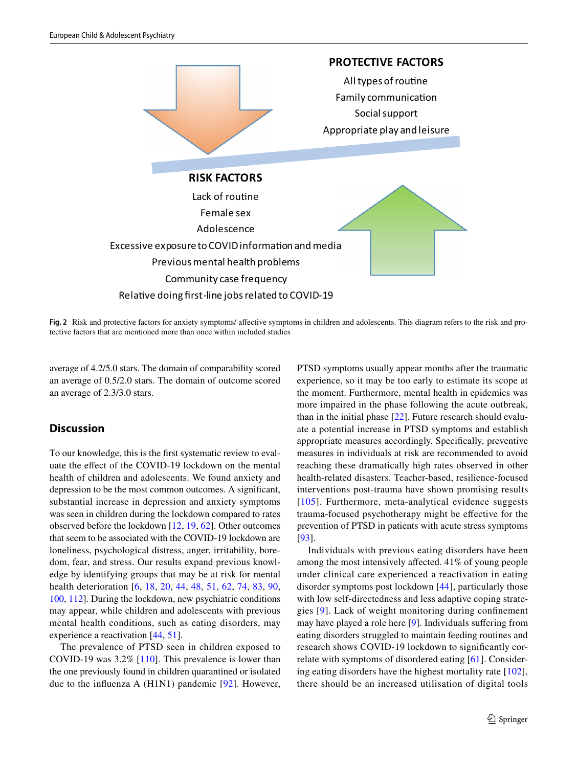PROTECTIVE FACTORS

All types of routine

Family communication

Social support

Appropriate play and leisure

RISK FACTORS

Lack of routine

Female sex

Adolescence

Excessive exposure to COVID information and media

Previous mental health problems

Community case frequency

Relative doing first-line jobs related to COVID-19

**Fig. 2** Risk and protective factors for anxiety symptoms/ affective symptoms in children and adolescents. This diagram refers to the risk and protective factors that are mentioned more than once within included studies

average of 4.2/5.0 stars. The domain of comparability scored an average of 0.5/2.0 stars. The domain of outcome scored an average of 2.3/3.0 stars.

## Discussion

To our knowledge, this is the first systematic review to evaluate the effect of the COVID-19 lockdown on the mental health of children and adolescents. We found anxiety and depression to be the most common outcomes. A significant, substantial increase in depression and anxiety symptoms was seen in children during the lockdown compared to rates observed before the lockdown [12, 19, 62]. Other outcomes that seem to be associated with the COVID-19 lockdown are loneliness, psychological distress, anger, irritability, boredom, fear, and stress. Our results expand previous knowledge by identifying groups that may be at risk for mental health deterioration [6, 18, 20, 44, 48, 51, 62, 74, 83, 90, 100, 112]. During the lockdown, new psychiatric conditions may appear, while children and adolescents with previous mental health conditions, such as eating disorders, may experience a reactivation [44, 51].

The prevalence of PTSD seen in children exposed to COVID-19 was 3.2% [110]. This prevalence is lower than the one previously found in children quarantined or isolated due to the influenza A (H1N1) pandemic [92]. However, PTSD symptoms usually appear months after the traumatic experience, so it may be too early to estimate its scope at the moment. Furthermore, mental health in epidemics was more impaired in the phase following the acute outbreak, than in the initial phase [22]. Future research should evaluate a potential increase in PTSD symptoms and establish appropriate measures accordingly. Specifically, preventive measures in individuals at risk are recommended to avoid reaching these dramatically high rates observed in other health-related disasters. Teacher-based, resilience-focused interventions post-trauma have shown promising results [105]. Furthermore, meta-analytical evidence suggests trauma-focused psychotherapy might be effective for the prevention of PTSD in patients with acute stress symptoms [93].

Individuals with previous eating disorders have been among the most intensively affected. 41% of young people under clinical care experienced a reactivation in eating disorder symptoms post lockdown [44], particularly those with low self-directedness and less adaptive coping strategies [9]. Lack of weight monitoring during confinement may have played a role here [9]. Individuals suffering from eating disorders struggled to maintain feeding routines and research shows COVID-19 lockdown to significantly correlate with symptoms of disordered eating [61]. Considering eating disorders have the highest mortality rate [102], there should be an increased utilisation of digital tools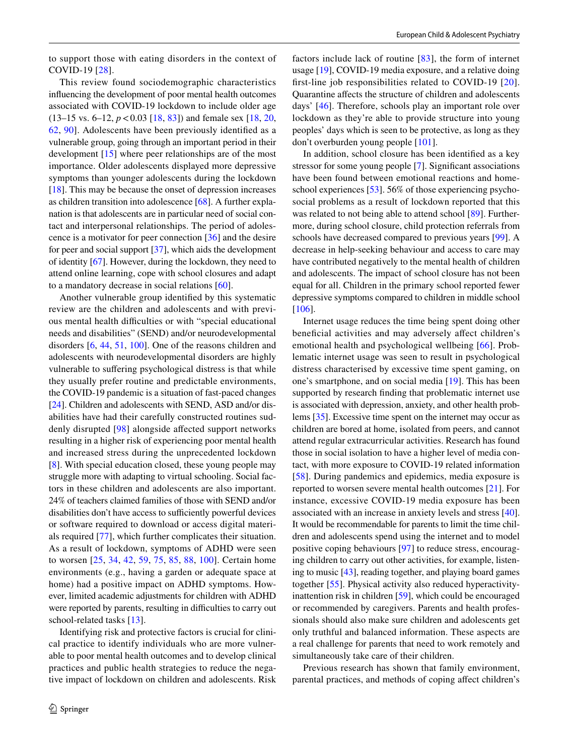to support those with eating disorders in the context of COVID-19 [28].

This review found sociodemographic characteristics influencing the development of poor mental health outcomes associated with COVID-19 lockdown to include older age (13–15 vs. 6–12, $p < 0.03$ [18, 83]) and female sex [18, 20, 62, 90]. Adolescents have been previously identified as a vulnerable group, going through an important period in their development [15] where peer relationships are of the most importance. Older adolescents displayed more depressive symptoms than younger adolescents during the lockdown [18]. This may be because the onset of depression increases as children transition into adolescence [68]. A further explanation is that adolescents are in particular need of social contact and interpersonal relationships. The period of adolescence is a motivator for peer connection [36] and the desire for peer and social support [37], which aids the development of identity [67]. However, during the lockdown, they need to attend online learning, cope with school closures and adapt to a mandatory decrease in social relations [60].

Another vulnerable group identified by this systematic review are the children and adolescents and with previous mental health difficulties or with "special educational needs and disabilities" (SEND) and/or neurodevelopmental disorders [6, 44, 51, 100]. One of the reasons children and adolescents with neurodevelopmental disorders are highly vulnerable to suffering psychological distress is that while they usually prefer routine and predictable environments, the COVID-19 pandemic is a situation of fast-paced changes [24]. Children and adolescents with SEND, ASD and/or disabilities have had their carefully constructed routines suddenly disrupted [98] alongside affected support networks resulting in a higher risk of experiencing poor mental health and increased stress during the unprecedented lockdown [8]. With special education closed, these young people may struggle more with adapting to virtual schooling. Social factors in these children and adolescents are also important. 24% of teachers claimed families of those with SEND and/or disabilities don't have access to sufficiently powerful devices or software required to download or access digital materials required [77], which further complicates their situation. As a result of lockdown, symptoms of ADHD were seen to worsen [25, 34, 42, 59, 75, 85, 88, 100]. Certain home environments (e.g., having a garden or adequate space at home) had a positive impact on ADHD symptoms. However, limited academic adjustments for children with ADHD were reported by parents, resulting in difficulties to carry out school-related tasks [13].

Identifying risk and protective factors is crucial for clinical practice to identify individuals who are more vulnerable to poor mental health outcomes and to develop clinical practices and public health strategies to reduce the negative impact of lockdown on children and adolescents. Risk factors include lack of routine [83], the form of internet usage [19], COVID-19 media exposure, and a relative doing first-line job responsibilities related to COVID-19 [20]. Quarantine affects the structure of children and adolescents days' [46]. Therefore, schools play an important role over lockdown as they're able to provide structure into young peoples' days which is seen to be protective, as long as they don't overburden young people [101].

In addition, school closure has been identified as a key stressor for some young people [7]. Significant associations have been found between emotional reactions and home-school experiences [53]. 56% of those experiencing psychosocial problems as a result of lockdown reported that this was related to not being able to attend school [89]. Furthermore, during school closure, child protection referrals from schools have decreased compared to previous years [99]. A decrease in help-seeking behaviour and access to care may have contributed negatively to the mental health of children and adolescents. The impact of school closure has not been equal for all. Children in the primary school reported fewer depressive symptoms compared to children in middle school [106].

Internet usage reduces the time being spent doing other beneficial activities and may adversely affect children's emotional health and psychological wellbeing [66]. Problematic internet usage was seen to result in psychological distress characterised by excessive time spent gaming, on one's smartphone, and on social media [19]. This has been supported by research finding that problematic internet use is associated with depression, anxiety, and other health problems [35]. Excessive time spent on the internet may occur as children are bored at home, isolated from peers, and cannot attend regular extracurricular activities. Research has found those in social isolation to have a higher level of media contact, with more exposure to COVID-19 related information [58]. During pandemics and epidemics, media exposure is reported to worsen severe mental health outcomes [21]. For instance, excessive COVID-19 media exposure has been associated with an increase in anxiety levels and stress [40]. It would be recommendable for parents to limit the time children and adolescents spend using the internet and to model positive coping behaviours [97] to reduce stress, encouraging children to carry out other activities, for example, listening to music [43], reading together, and playing board games together [55]. Physical activity also reduced hyperactivity-inattention risk in children [59], which could be encouraged or recommended by caregivers. Parents and health professionals should also make sure children and adolescents get only truthful and balanced information. These aspects are a real challenge for parents that need to work remotely and simultaneously take care of their children.

Previous research has shown that family environment, parental practices, and methods of coping affect children's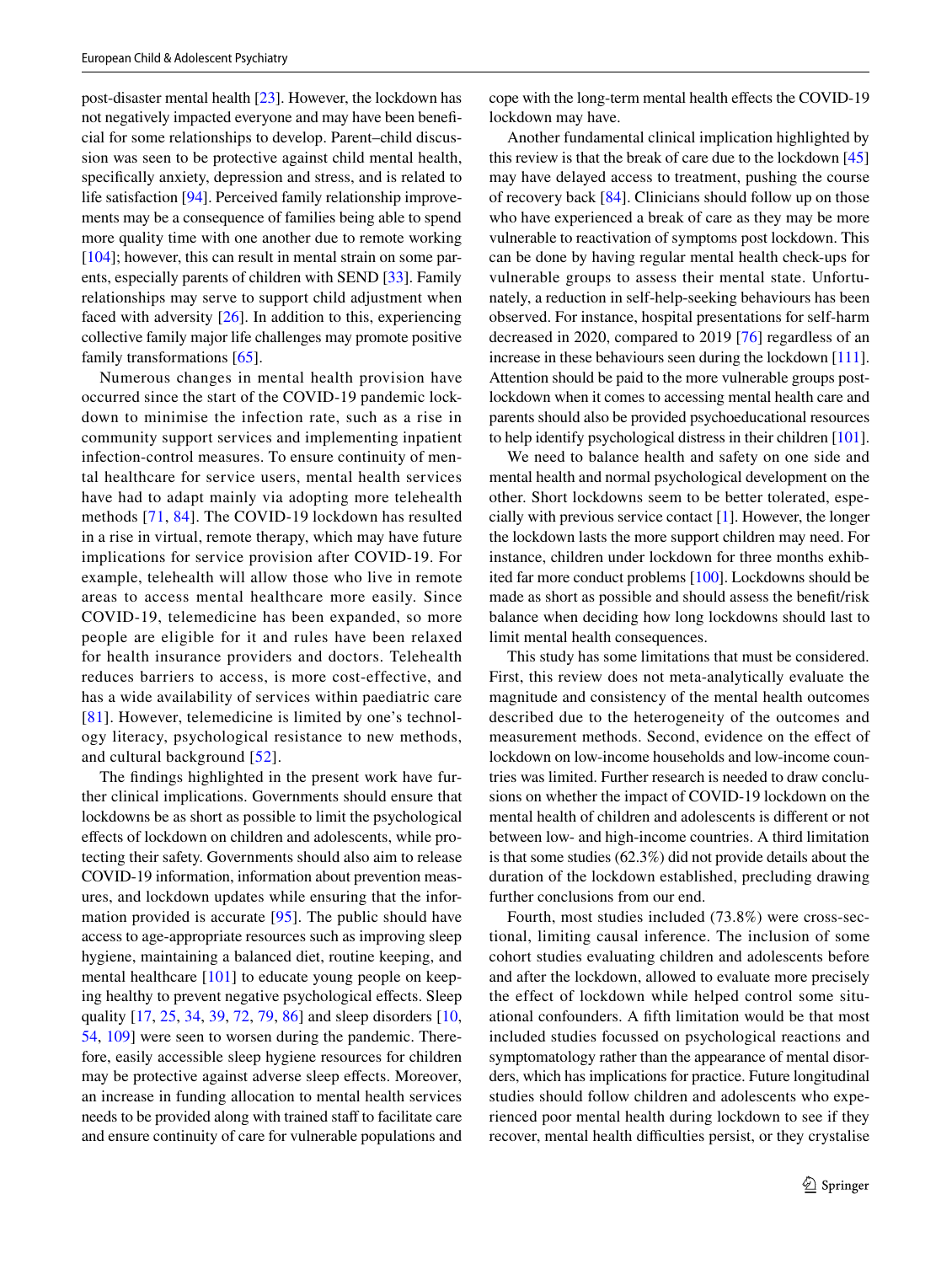post-disaster mental health [23]. However, the lockdown has not negatively impacted everyone and may have been beneficial for some relationships to develop. Parent–child discussion was seen to be protective against child mental health, specifically anxiety, depression and stress, and is related to life satisfaction [94]. Perceived family relationship improvements may be a consequence of families being able to spend more quality time with one another due to remote working [104]; however, this can result in mental strain on some parents, especially parents of children with SEND [33]. Family relationships may serve to support child adjustment when faced with adversity [26]. In addition to this, experiencing collective family major life challenges may promote positive family transformations [65].

Numerous changes in mental health provision have occurred since the start of the COVID-19 pandemic lockdown to minimise the infection rate, such as a rise in community support services and implementing inpatient infection-control measures. To ensure continuity of mental healthcare for service users, mental health services have had to adapt mainly via adopting more telehealth methods [71, 84]. The COVID-19 lockdown has resulted in a rise in virtual, remote therapy, which may have future implications for service provision after COVID-19. For example, telehealth will allow those who live in remote areas to access mental healthcare more easily. Since COVID-19, telemedicine has been expanded, so more people are eligible for it and rules have been relaxed for health insurance providers and doctors. Telehealth reduces barriers to access, is more cost-effective, and has a wide availability of services within paediatric care [81]. However, telemedicine is limited by one's technology literacy, psychological resistance to new methods, and cultural background [52].

The findings highlighted in the present work have further clinical implications. Governments should ensure that lockdowns be as short as possible to limit the psychological effects of lockdown on children and adolescents, while protecting their safety. Governments should also aim to release COVID-19 information, information about prevention measures, and lockdown updates while ensuring that the information provided is accurate [95]. The public should have access to age-appropriate resources such as improving sleep hygiene, maintaining a balanced diet, routine keeping, and mental healthcare [101] to educate young people on keeping healthy to prevent negative psychological effects. Sleep quality [17, 25, 34, 39, 72, 79, 86] and sleep disorders [10, 54, 109] were seen to worsen during the pandemic. Therefore, easily accessible sleep hygiene resources for children may be protective against adverse sleep effects. Moreover, an increase in funding allocation to mental health services needs to be provided along with trained staff to facilitate care and ensure continuity of care for vulnerable populations and cope with the long-term mental health effects the COVID-19 lockdown may have.

Another fundamental clinical implication highlighted by this review is that the break of care due to the lockdown [45] may have delayed access to treatment, pushing the course of recovery back [84]. Clinicians should follow up on those who have experienced a break of care as they may be more vulnerable to reactivation of symptoms post lockdown. This can be done by having regular mental health check-ups for vulnerable groups to assess their mental state. Unfortunately, a reduction in self-help-seeking behaviours has been observed. For instance, hospital presentations for self-harm decreased in 2020, compared to 2019 [76] regardless of an increase in these behaviours seen during the lockdown [111]. Attention should be paid to the more vulnerable groups post-lockdown when it comes to accessing mental health care and parents should also be provided psychoeducational resources to help identify psychological distress in their children [101].

We need to balance health and safety on one side and mental health and normal psychological development on the other. Short lockdowns seem to be better tolerated, especially with previous service contact [1]. However, the longer the lockdown lasts the more support children may need. For instance, children under lockdown for three months exhibited far more conduct problems [100]. Lockdowns should be made as short as possible and should assess the benefit/risk balance when deciding how long lockdowns should last to limit mental health consequences.

This study has some limitations that must be considered. First, this review does not meta-analytically evaluate the magnitude and consistency of the mental health outcomes described due to the heterogeneity of the outcomes and measurement methods. Second, evidence on the effect of lockdown on low-income households and low-income countries was limited. Further research is needed to draw conclusions on whether the impact of COVID-19 lockdown on the mental health of children and adolescents is different or not between low- and high-income countries. A third limitation is that some studies (62.3%) did not provide details about the duration of the lockdown established, precluding drawing further conclusions from our end.

Fourth, most studies included (73.8%) were cross-sectional, limiting causal inference. The inclusion of some cohort studies evaluating children and adolescents before and after the lockdown, allowed to evaluate more precisely the effect of lockdown while helped control some situational confounders. A fifth limitation would be that most included studies focussed on psychological reactions and symptomatology rather than the appearance of mental disorders, which has implications for practice. Future longitudinal studies should follow children and adolescents who experienced poor mental health during lockdown to see if they recover, mental health difficulties persist, or they crystalise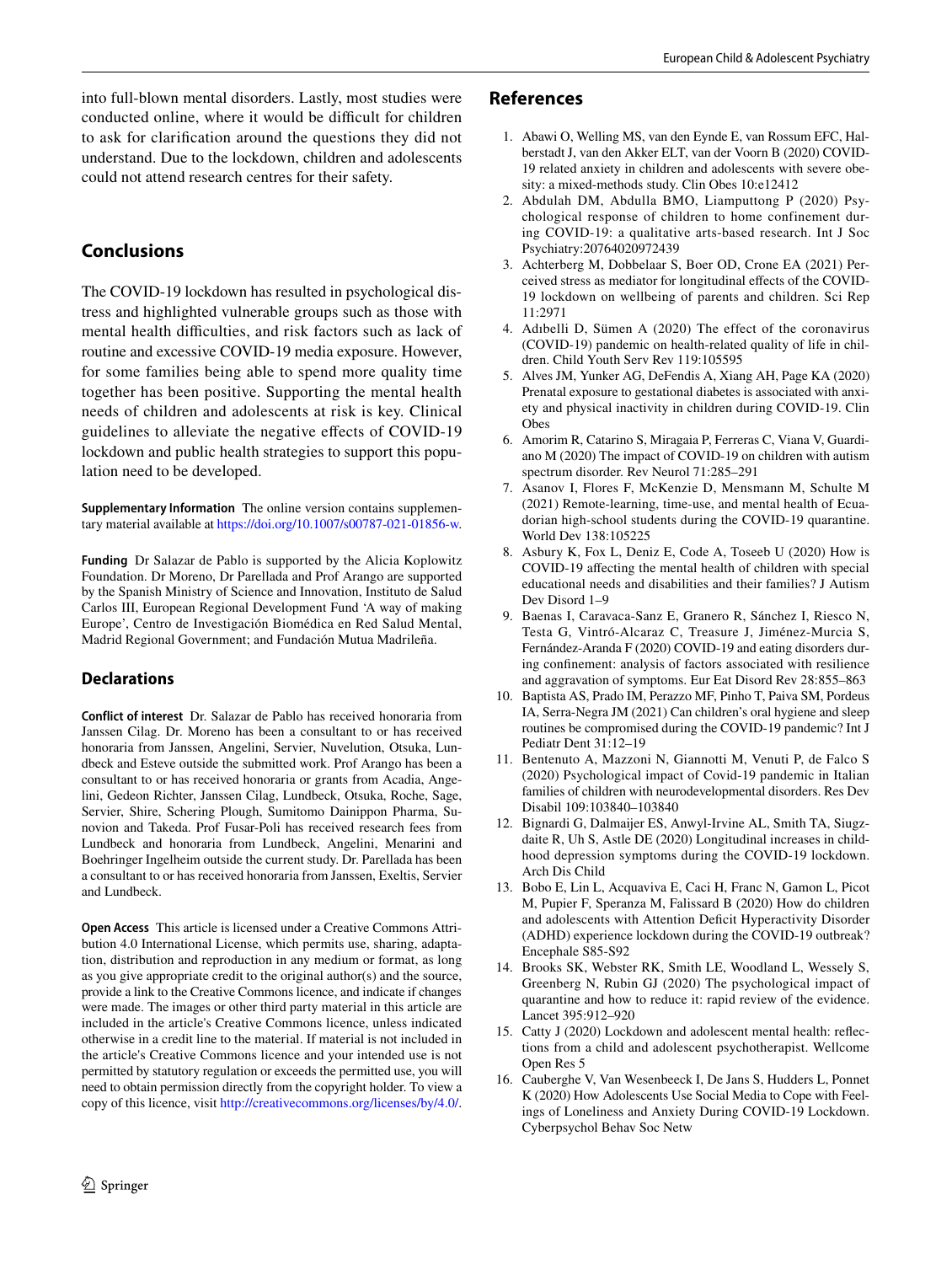into full-blown mental disorders. Lastly, most studies were conducted online, where it would be difficult for children to ask for clarification around the questions they did not understand. Due to the lockdown, children and adolescents could not attend research centres for their safety.

## Conclusions

The COVID-19 lockdown has resulted in psychological distress and highlighted vulnerable groups such as those with mental health difficulties, and risk factors such as lack of routine and excessive COVID-19 media exposure. However, for some families being able to spend more quality time together has been positive. Supporting the mental health needs of children and adolescents at risk is key. Clinical guidelines to alleviate the negative effects of COVID-19 lockdown and public health strategies to support this population need to be developed.

**Supplementary Information** The online version contains supplementary material available at https://doi.org/10.1007/s00787-021-01856-w.

**Funding** Dr Salazar de Pablo is supported by the Alicia Koplowitz Foundation. Dr Moreno, Dr Parellada and Prof Arango are supported by the Spanish Ministry of Science and Innovation, Instituto de Salud Carlos III, European Regional Development Fund 'A way of making Europe', Centro de Investigación Biomédica en Red Salud Mental, Madrid Regional Government; and Fundación Mutua Madrileña.

## Declarations

**Conflict of interest** Dr. Salazar de Pablo has received honoraria from Janssen Cilag. Dr. Moreno has been a consultant to or has received honoraria from Janssen, Angelini, Servier, Nuvelution, Otsuka, Lundbeck and Esteve outside the submitted work. Prof Arango has been a consultant to or has received honoraria or grants from Acadia, Angelini, Gedeon Richter, Janssen Cilag, Lundbeck, Otsuka, Roche, Sage, Servier, Shire, Schering Plough, Sumitomo Dainippon Pharma, Sunovion and Takeda. Prof Fusar-Poli has received research fees from Lundbeck and honoraria from Lundbeck, Angelini, Menarini and Boehringer Ingelheim outside the current study. Dr. Parellada has been a consultant to or has received honoraria from Janssen, Exeltis, Servier and Lundbeck.

**Open Access** This article is licensed under a Creative Commons Attribution 4.0 International License, which permits use, sharing, adaptation, distribution and reproduction in any medium or format, as long as you give appropriate credit to the original author(s) and the source, provide a link to the Creative Commons licence, and indicate if changes were made. The images or other third party material in this article are included in the article's Creative Commons licence, unless indicated otherwise in a credit line to the material. If material is not included in the article's Creative Commons licence and your intended use is not permitted by statutory regulation or exceeds the permitted use, you will need to obtain permission directly from the copyright holder. To view a copy of this licence, visit http://creativecommons.org/licenses/by/4.0/.

## References

1. Abawi O, Welling MS, van den Eynde E, van Rossum EFC, Halberstadt J, van den Akker ELT, van der Voorn B (2020) COVID-19 related anxiety in children and adolescents with severe obesity: a mixed-methods study. Clin Obes 10:e12412
2. Abdulah DM, Abdulla BMO, Liamputtong P (2020) Psychological response of children to home confinement during COVID-19: a qualitative arts-based research. Int J Soc Psychiatry:20764020972439
3. Achterberg M, Dobbelaar S, Boer OD, Crone EA (2021) Perceived stress as mediator for longitudinal effects of the COVID-19 lockdown on wellbeing of parents and children. Sci Rep 11:2971
4. Adıbelli D, Sümen A (2020) The effect of the coronavirus (COVID-19) pandemic on health-related quality of life in children. Child Youth Serv Rev 119:105595
5. Alves JM, Yunker AG, DeFendis A, Xiang AH, Page KA (2020) Prenatal exposure to gestational diabetes is associated with anxiety and physical inactivity in children during COVID-19. Clin Obes
6. Amorim R, Catarino S, Miragaia P, Ferreras C, Viana V, Guardiano M (2020) The impact of COVID-19 on children with autism spectrum disorder. Rev Neurol 71:285–291
7. Asanov I, Flores F, McKenzie D, Mensmann M, Schulte M (2021) Remote-learning, time-use, and mental health of Ecuadorian high-school students during the COVID-19 quarantine. World Dev 138:105225
8. Asbury K, Fox L, Deniz E, Code A, Toseeb U (2020) How is COVID-19 affecting the mental health of children with special educational needs and disabilities and their families? J Autism Dev Disord 1–9
9. Baenas I, Caravaca-Sanz E, Granero R, Sánchez I, Riesco N, Testa G, Vintró-Alcaraz C, Treasure J, Jiménez-Murcia S, Fernández-Aranda F (2020) COVID-19 and eating disorders during confinement: analysis of factors associated with resilience and aggravation of symptoms. Eur Eat Disord Rev 28:855–863
10. Baptista AS, Prado IM, Perazzo MF, Pinho T, Paiva SM, Pordeus IA, Serra-Negra JM (2021) Can children's oral hygiene and sleep routines be compromised during the COVID-19 pandemic? Int J Pediatr Dent 31:12–19
11. Bentenuto A, Mazzoni N, Giannotti M, Venuti P, de Falco S (2020) Psychological impact of Covid-19 pandemic in Italian families of children with neurodevelopmental disorders. Res Dev Disabil 109:103840–103840
12. Bignardi G, Dalmaijer ES, Anwyl-Irvine AL, Smith TA, Siugzdaite R, Uh S, Astle DE (2020) Longitudinal increases in childhood depression symptoms during the COVID-19 lockdown. Arch Dis Child
13. Bobo E, Lin L, Acquaviva E, Caci H, Franc N, Gamon L, Picot M, Pupier F, Speranza M, Falissard B (2020) How do children and adolescents with Attention Deficit Hyperactivity Disorder (ADHD) experience lockdown during the COVID-19 outbreak? Encephale S85-S92
14. Brooks SK, Webster RK, Smith LE, Woodland L, Wessely S, Greenberg N, Rubin GJ (2020) The psychological impact of quarantine and how to reduce it: rapid review of the evidence. Lancet 395:912–920
15. Catty J (2020) Lockdown and adolescent mental health: reflections from a child and adolescent psychotherapist. Wellcome Open Res 5
16. Cauberghe V, Van Wesenbeeck I, De Jans S, Hudders L, Ponnet K (2020) How Adolescents Use Social Media to Cope with Feelings of Loneliness and Anxiety During COVID-19 Lockdown. Cyberpsychol Behav Soc Netw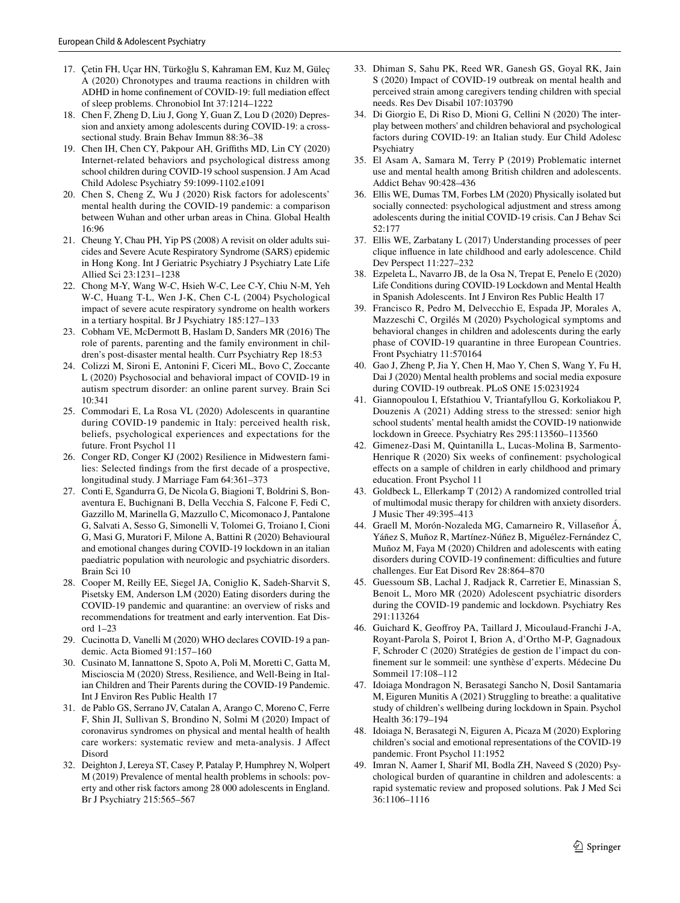17. Çetin FH, Uçar HN, Türkoğlu S, Kahraman EM, Kuz M, Güleç A (2020) Chronotypes and trauma reactions in children with ADHD in home confinement of COVID-19: full mediation effect of sleep problems. Chronobiol Int 37:1214–1222
18. Chen F, Zheng D, Liu J, Gong Y, Guan Z, Lou D (2020) Depression and anxiety among adolescents during COVID-19: a cross-sectional study. Brain Behav Immun 88:36–38
19. Chen IH, Chen CY, Pakpour AH, Griffiths MD, Lin CY (2020) Internet-related behaviors and psychological distress among school children during COVID-19 school suspension. J Am Acad Child Adolesc Psychiatry 59:1099-1102.e1091
20. Chen S, Cheng Z, Wu J (2020) Risk factors for adolescents' mental health during the COVID-19 pandemic: a comparison between Wuhan and other urban areas in China. Global Health 16:96
21. Cheung Y, Chau PH, Yip PS (2008) A revisit on older adults suicides and Severe Acute Respiratory Syndrome (SARS) epidemic in Hong Kong. Int J Geriatric Psychiatry J Psychiatry Late Life Allied Sci 23:1231–1238
22. Chong M-Y, Wang W-C, Hsieh W-C, Lee C-Y, Chiu N-M, Yeh W-C, Huang T-L, Wen J-K, Chen C-L (2004) Psychological impact of severe acute respiratory syndrome on health workers in a tertiary hospital. Br J Psychiatry 185:127–133
23. Cobham VE, McDermott B, Haslam D, Sanders MR (2016) The role of parents, parenting and the family environment in children's post-disaster mental health. Curr Psychiatry Rep 18:53
24. Colizzi M, Sironi E, Antonini F, Ciceri ML, Bovo C, Zoccante L (2020) Psychosocial and behavioral impact of COVID-19 in autism spectrum disorder: an online parent survey. Brain Sci 10:341
25. Commodari E, La Rosa VL (2020) Adolescents in quarantine during COVID-19 pandemic in Italy: perceived health risk, beliefs, psychological experiences and expectations for the future. Front Psychol 11
26. Conger RD, Conger KJ (2002) Resilience in Midwestern families: Selected findings from the first decade of a prospective, longitudinal study. J Marriage Fam 64:361–373
27. Conti E, Sgandurra G, De Nicola G, Biagioni T, Boldrini S, Bonaventura E, Buchignani B, Della Vecchia S, Falcone F, Fedi C, Gazzillo M, Marinella G, Mazzullo C, Micomonaco J, Pantalone G, Salvati A, Sesso G, Simonelli V, Tolomei G, Troiano I, Cioni G, Masi G, Muratori F, Milone A, Battini R (2020) Behavioural and emotional changes during COVID-19 lockdown in an italian paediatric population with neurologic and psychiatric disorders. Brain Sci 10
28. Cooper M, Reilly EE, Siegel JA, Coniglio K, Sadeh-Sharvit S, Pisetsky EM, Anderson LM (2020) Eating disorders during the COVID-19 pandemic and quarantine: an overview of risks and recommendations for treatment and early intervention. Eat Disord 1–23
29. Cucinotta D, Vanelli M (2020) WHO declares COVID-19 a pandemic. Acta Biomed 91:157–160
30. Cusinato M, Iannattone S, Spoto A, Poli M, Moretti C, Gatta M, Miscioscia M (2020) Stress, Resilience, and Well-Being in Italian Children and Their Parents during the COVID-19 Pandemic. Int J Environ Res Public Health 17
31. de Pablo GS, Serrano JV, Catalan A, Arango C, Moreno C, Ferre F, Shin JI, Sullivan S, Brondino N, Solmi M (2020) Impact of coronavirus syndromes on physical and mental health of health care workers: systematic review and meta-analysis. J Affect Disord
32. Deighton J, Lereya ST, Casey P, Patalay P, Humphrey N, Wolpert M (2019) Prevalence of mental health problems in schools: poverty and other risk factors among 28 000 adolescents in England. Br J Psychiatry 215:565–567
33. Dhiman S, Sahu PK, Reed WR, Ganesh GS, Goyal RK, Jain S (2020) Impact of COVID-19 outbreak on mental health and perceived strain among caregivers tending children with special needs. Res Dev Disabil 107:103790
34. Di Giorgio E, Di Riso D, Mioni G, Cellini N (2020) The interplay between mothers' and children behavioral and psychological factors during COVID-19: an Italian study. Eur Child Adolesc Psychiatry
35. El Asam A, Samara M, Terry P (2019) Problematic internet use and mental health among British children and adolescents. Addict Behav 90:428–436
36. Ellis WE, Dumas TM, Forbes LM (2020) Physically isolated but socially connected: psychological adjustment and stress among adolescents during the initial COVID-19 crisis. Can J Behav Sci 52:177
37. Ellis WE, Zarbatany L (2017) Understanding processes of peer clique influence in late childhood and early adolescence. Child Dev Perspect 11:227–232
38. Ezpeleta L, Navarro JB, de la Osa N, Trepat E, Penelo E (2020) Life Conditions during COVID-19 Lockdown and Mental Health in Spanish Adolescents. Int J Environ Res Public Health 17
39. Francisco R, Pedro M, Delvecchio E, Espada JP, Morales A, Mazzeschi C, Orgilés M (2020) Psychological symptoms and behavioral changes in children and adolescents during the early phase of COVID-19 quarantine in three European Countries. Front Psychiatry 11:570164
40. Gao J, Zheng P, Jia Y, Chen H, Mao Y, Chen S, Wang Y, Fu H, Dai J (2020) Mental health problems and social media exposure during COVID-19 outbreak. PLoS ONE 15:0231924
41. Giannopoulou I, Efstathiou V, Triantafyllou G, Korkoliakou P, Douzenis A (2021) Adding stress to the stressed: senior high school students' mental health amidst the COVID-19 nationwide lockdown in Greece. Psychiatry Res 295:113560–113560
42. Gimenez-Dasi M, Quintanilla L, Lucas-Molina B, Sarmento-Henrique R (2020) Six weeks of confinement: psychological effects on a sample of children in early childhood and primary education. Front Psychol 11
43. Goldbeck L, Ellerkamp T (2012) A randomized controlled trial of multimodal music therapy for children with anxiety disorders. J Music Ther 49:395–413
44. Graell M, Morón-Nozaleda MG, Camarneiro R, Villaseñor Á, Yáñez S, Muñoz R, Martínez-Núñez B, Miguélez-Fernández C, Muñoz M, Faya M (2020) Children and adolescents with eating disorders during COVID-19 confinement: difficulties and future challenges. Eur Eat Disord Rev 28:864–870
45. Guessoum SB, Lachal J, Radjack R, Carretier E, Minassian S, Benoit L, Moro MR (2020) Adolescent psychiatric disorders during the COVID-19 pandemic and lockdown. Psychiatry Res 291:113264
46. Guichard K, Geoffroy PA, Taillard J, Micoulaud-Franchi J-A, Royant-Parola S, Poirot I, Brion A, d'Ortho M-P, Gagnadoux F, Schroder C (2020) Stratégies de gestion de l'impact du confinement sur le sommeil: une synthèse d'experts. Médecine Du Sommeil 17:108–112
47. Idoiaga Mondragon N, Berasategi Sancho N, Dosil Santamaria M, Eiguren Munitis A (2021) Struggling to breathe: a qualitative study of children's wellbeing during lockdown in Spain. Psychol Health 36:179–194
48. Idoiaga N, Berasategi N, Eiguren A, Picaza M (2020) Exploring children's social and emotional representations of the COVID-19 pandemic. Front Psychol 11:1952
49. Imran N, Aamer I, Sharif MI, Bodla ZH, Naveed S (2020) Psychological burden of quarantine in children and adolescents: a rapid systematic review and proposed solutions. Pak J Med Sci 36:1106–1116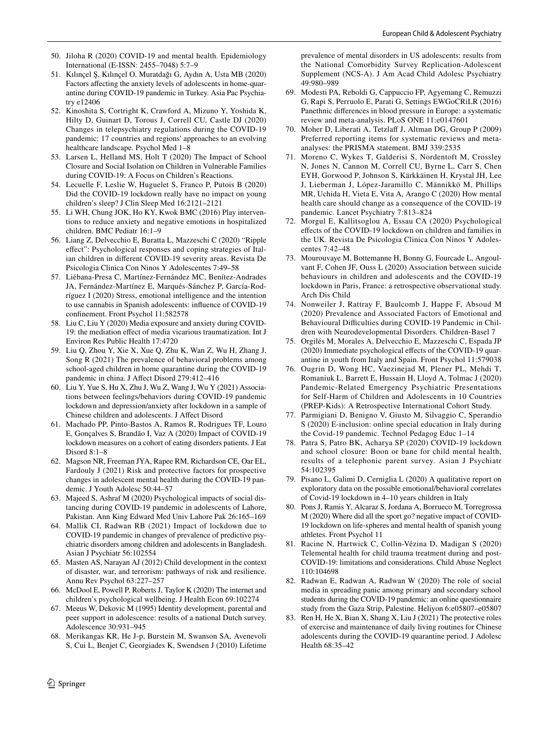50. Jiloha R (2020) COVID-19 and mental health. Epidemiology International (E-ISSN: 2455–7048) 5:7–9
51. Kılınçel Ş, Kılınçel O, Muratdağı G, Aydın A, Usta MB (2020) Factors affecting the anxiety levels of adolescents in home-quarantine during COVID-19 pandemic in Turkey. Asia Pac Psychiatry e12406
52. Kinoshita S, Cortright K, Crawford A, Mizuno Y, Yoshida K, Hilty D, Guinart D, Torous J, Correll CU, Castle DJ (2020) Changes in telepsychiatry regulations during the COVID-19 pandemic: 17 countries and regions' approaches to an evolving healthcare landscape. Psychol Med 1–8
53. Larsen L, Helland MS, Holt T (2020) The Impact of School Closure and Social Isolation on Children in Vulnerable Families during COVID-19: A Focus on Children's Reactions.
54. Lecuelle F, Leslie W, Huguelet S, Franco P, Putois B (2020) Did the COVID-19 lockdown really have no impact on young children's sleep? J Clin Sleep Med 16:2121–2121
55. Li WH, Chung JOK, Ho KY, Kwok BMC (2016) Play interventions to reduce anxiety and negative emotions in hospitalized children. BMC Pediatr 16:1–9
56. Liang Z, Delvecchio E, Buratta L, Mazzeschi C (2020) "Ripple effect": Psychological responses and coping strategies of Italian children in different COVID-19 severity areas. Revista De Psicologia Clinica Con Ninos Y Adolescentes 7:49–58
57. Liébana-Presa C, Martínez-Fernández MC, Benítez-Andrades JA, Fernández-Martínez E, Marqués-Sánchez P, García-Rodríguez I (2020) Stress, emotional intelligence and the intention to use cannabis in Spanish adolescents: influence of COVID-19 confinement. Front Psychol 11:582578
58. Liu C, Liu Y (2020) Media exposure and anxiety during COVID-19: the mediation effect of media vicarious traumatization. Int J Environ Res Public Health 17:4720
59. Liu Q, Zhou Y, Xie X, Xue Q, Zhu K, Wan Z, Wu H, Zhang J, Song R (2021) The prevalence of behavioral problems among school-aged children in home quarantine during the COVID-19 pandemic in china. J Affect Disord 279:412–416
60. Liu Y, Yue S, Hu X, Zhu J, Wu Z, Wang J, Wu Y (2021) Associations between feelings/behaviors during COVID-19 pandemic lockdown and depression/anxiety after lockdown in a sample of Chinese children and adolescents. J Affect Disord
61. Machado PP, Pinto-Bastos A, Ramos R, Rodrigues TF, Louro E, Gonçalves S, Brandão I, Vaz A (2020) Impact of COVID-19 lockdown measures on a cohort of eating disorders patients. J Eat Disord 8:1–8
62. Magson NR, Freeman JYA, Rapee RM, Richardson CE, Oar EL, Fardouly J (2021) Risk and protective factors for prospective changes in adolescent mental health during the COVID-19 pandemic. J Youth Adolesc 50:44–57
63. Majeed S, Ashraf M (2020) Psychological impacts of social distancing during COVID-19 pandemic in adolescents of Lahore, Pakistan. Ann King Edward Med Univ Lahore Pak 26:165–169
64. Mallik CI, Radwan RB (2021) Impact of lockdown due to COVID-19 pandemic in changes of prevalence of predictive psychiatric disorders among children and adolescents in Bangladesh. Asian J Psychiatr 56:102554
65. Masten AS, Narayan AJ (2012) Child development in the context of disaster, war, and terrorism: pathways of risk and resilience. Annu Rev Psychol 63:227–257
66. McDool E, Powell P, Roberts J, Taylor K (2020) The internet and children's psychological wellbeing. J Health Econ 69:102274
67. Meeus W, Dekovic M (1995) Identity development, parental and peer support in adolescence: results of a national Dutch survey. Adolescence 30:931–945
68. Merikangas KR, He J-p, Burstein M, Swanson SA, Avenevoli S, Cui L, Benjet C, Georgiades K, Swendsen J (2010) Lifetime prevalence of mental disorders in US adolescents: results from the National Comorbidity Survey Replication-Adolescent Supplement (NCS-A). J Am Acad Child Adolesc Psychiatry 49:980–989
69. Modesti PA, Reboldi G, Cappuccio FP, Agyemang C, Remuzzi G, Rapi S, Perruolo E, Parati G, Settings EWGoCRiLR (2016) Panethnic differences in blood pressure in Europe: a systematic review and meta-analysis. PLoS ONE 11:e0147601
70. Moher D, Liberati A, Tetzlaff J, Altman DG, Group P (2009) Preferred reporting items for systematic reviews and meta-analyses: the PRISMA statement. BMJ 339:2535
71. Moreno C, Wykes T, Galderisi S, Nordentoft M, Crossley N, Jones N, Cannon M, Correll CU, Byrne L, Carr S, Chen EYH, Gorwood P, Johnson S, Kärkkäinen H, Krystal JH, Lee J, Lieberman J, López-Jaramillo C, Männikkö M, Phillips MR, Uchida H, Vieta E, Vita A, Arango C (2020) How mental health care should change as a consequence of the COVID-19 pandemic. Lancet Psychiatry 7:813–824
72. Morgul E, Kallitsoglou A, Essau CA (2020) Psychological effects of the COVID-19 lockdown on children and families in the UK. Revista De Psicologia Clinica Con Ninos Y Adolescentes 7:42–48
73. Mourouvaye M, Bottemanne H, Bonny G, Fourcade L, Angoulvant F, Cohen JF, Ouss L (2020) Association between suicide behaviours in children and adolescents and the COVID-19 lockdown in Paris, France: a retrospective observational study. Arch Dis Child
74. Nonweiler J, Rattray F, Baulcomb J, Happe F, Absoud M (2020) Prevalence and Associated Factors of Emotional and Behavioural Difficulties during COVID-19 Pandemic in Children with Neurodevelopmental Disorders. Children-Basel 7
75. Orgilés M, Morales A, Delvecchio E, Mazzeschi C, Espada JP (2020) Immediate psychological effects of the COVID-19 quarantine in youth from Italy and Spain. Front Psychol 11:579038
76. Ougrin D, Wong HC, Vaezinejad M, Plener PL, Mehdi T, Romaniuk L, Barrett E, Hussain H, Lloyd A, Tolmac J (2020) Pandemic-Related Emergency Psychiatric Presentations for Self-Harm of Children and Adolescents in 10 Countries (PREP-Kids): A Retrospective International Cohort Study.
77. Parmigiani D, Benigno V, Giusto M, Silvaggio C, Sperandio S (2020) E-inclusion: online special education in Italy during the Covid-19 pandemic. Technol Pedagog Educ 1–14
78. Patra S, Patro BK, Acharya SP (2020) COVID-19 lockdown and school closure: Boon or bane for child mental health, results of a telephonic parent survey. Asian J Psychiatr 54:102395
79. Pisano L, Galimi D, Cerniglia L (2020) A qualitative report on exploratory data on the possible emotional/behavioral correlates of Covid-19 lockdown in 4–10 years children in Italy
80. Pons J, Ramis Y, Alcaraz S, Jordana A, Borrueco M, Torregrossa M (2020) Where did all the sport go? negative impact of COVID-19 lockdown on life-spheres and mental health of spanish young athletes. Front Psychol 11
81. Racine N, Hartwick C, Collin-Vézina D, Madigan S (2020) Telemental health for child trauma treatment during and post-COVID-19: limitations and considerations. Child Abuse Neglect 110:104698
82. Radwan E, Radwan A, Radwan W (2020) The role of social media in spreading panic among primary and secondary school students during the COVID-19 pandemic: an online questionnaire study from the Gaza Strip, Palestine. Heliyon 6:e05807–e05807
83. Ren H, He X, Bian X, Shang X, Liu J (2021) The protective roles of exercise and maintenance of daily living routines for Chinese adolescents during the COVID-19 quarantine period. J Adolesc Health 68:35–42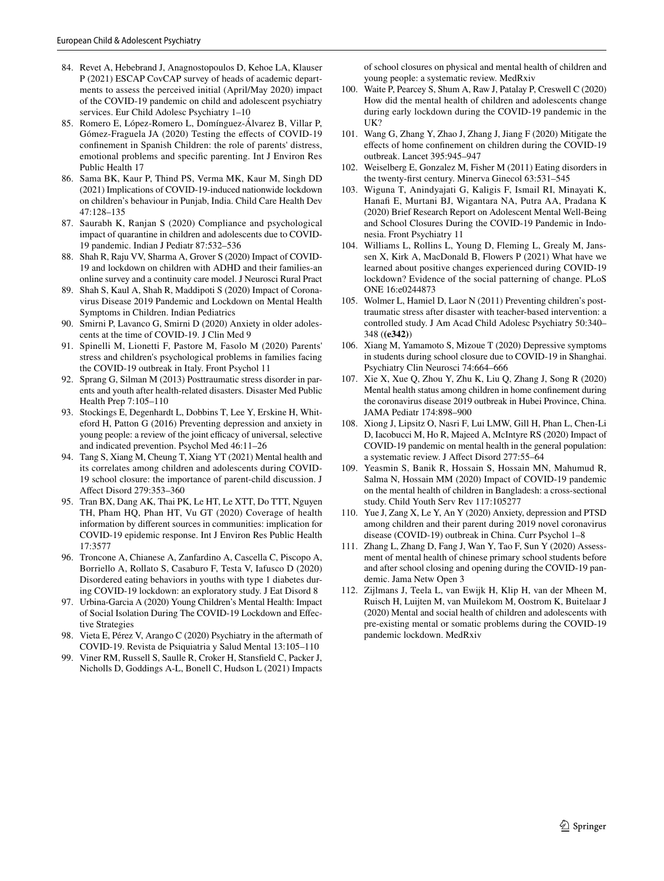84. Revet A, Hebebrand J, Anagnostopoulos D, Kehoe LA, Klauser P (2021) ESCAP CovCAP survey of heads of academic departments to assess the perceived initial (April/May 2020) impact of the COVID-19 pandemic on child and adolescent psychiatry services. Eur Child Adolesc Psychiatry 1–10
85. Romero E, López-Romero L, Domínguez-Álvarez B, Villar P, Gómez-Fraguela JA (2020) Testing the effects of COVID-19 confinement in Spanish Children: the role of parents' distress, emotional problems and specific parenting. Int J Environ Res Public Health 17
86. Sama BK, Kaur P, Thind PS, Verma MK, Kaur M, Singh DD (2021) Implications of COVID-19-induced nationwide lockdown on children's behaviour in Punjab, India. Child Care Health Dev 47:128–135
87. Saurabh K, Ranjan S (2020) Compliance and psychological impact of quarantine in children and adolescents due to COVID-19 pandemic. Indian J Pediatr 87:532–536
88. Shah R, Raju VV, Sharma A, Grover S (2020) Impact of COVID-19 and lockdown on children with ADHD and their families-an online survey and a continuity care model. J Neurosci Rural Pract
89. Shah S, Kaul A, Shah R, Maddipoti S (2020) Impact of Coronavirus Disease 2019 Pandemic and Lockdown on Mental Health Symptoms in Children. Indian Pediatrics
90. Smirni P, Lavanco G, Smirni D (2020) Anxiety in older adolescents at the time of COVID-19. J Clin Med 9
91. Spinelli M, Lionetti F, Pastore M, Fasolo M (2020) Parents' stress and children's psychological problems in families facing the COVID-19 outbreak in Italy. Front Psychol 11
92. Sprang G, Silman M (2013) Posttraumatic stress disorder in parents and youth after health-related disasters. Disaster Med Public Health Prep 7:105–110
93. Stockings E, Degenhardt L, Dobbins T, Lee Y, Erskine H, Whiteford H, Patton G (2016) Preventing depression and anxiety in young people: a review of the joint efficacy of universal, selective and indicated prevention. Psychol Med 46:11–26
94. Tang S, Xiang M, Cheung T, Xiang YT (2021) Mental health and its correlates among children and adolescents during COVID-19 school closure: the importance of parent-child discussion. J Affect Disord 279:353–360
95. Tran BX, Dang AK, Thai PK, Le HT, Le XTT, Do TTT, Nguyen TH, Pham HQ, Phan HT, Vu GT (2020) Coverage of health information by different sources in communities: implication for COVID-19 epidemic response. Int J Environ Res Public Health 17:3577
96. Troncone A, Chianese A, Zanfardino A, Cascella C, Piscopo A, Borriello A, Rollato S, Casaburo F, Testa V, Iafusco D (2020) Disordered eating behaviors in youths with type 1 diabetes during COVID-19 lockdown: an exploratory study. J Eat Disord 8
97. Urbina-Garcia A (2020) Young Children's Mental Health: Impact of Social Isolation During The COVID-19 Lockdown and Effective Strategies
98. Vieta E, Pérez V, Arango C (2020) Psychiatry in the aftermath of COVID-19. Revista de Psiquiatria y Salud Mental 13:105–110
99. Viner RM, Russell S, Saulle R, Croker H, Stansfield C, Packer J, Nicholls D, Goddings A-L, Bonell C, Hudson L (2021) Impacts of school closures on physical and mental health of children and young people: a systematic review. MedRxiv
100. Waite P, Pearcey S, Shum A, Raw J, Patalay P, Creswell C (2020) How did the mental health of children and adolescents change during early lockdown during the COVID-19 pandemic in the UK?
101. Wang G, Zhang Y, Zhao J, Zhang J, Jiang F (2020) Mitigate the effects of home confinement on children during the COVID-19 outbreak. Lancet 395:945–947
102. Weiselberg E, Gonzalez M, Fisher M (2011) Eating disorders in the twenty-first century. Minerva Ginecol 63:531–545
103. Wiguna T, Anindyajati G, Kaligis F, Ismail RI, Minayati K, Hanafi E, Murtani BJ, Wigantara NA, Putra AA, Pradana K (2020) Brief Research Report on Adolescent Mental Well-Being and School Closures During the COVID-19 Pandemic in Indonesia. Front Psychiatry 11
104. Williams L, Rollins L, Young D, Fleming L, Grealy M, Janssen X, Kirk A, MacDonald B, Flowers P (2021) What have we learned about positive changes experienced during COVID-19 lockdown? Evidence of the social patterning of change. PLoS ONE 16:e0244873
105. Wolmer L, Hamiel D, Laor N (2011) Preventing children's posttraumatic stress after disaster with teacher-based intervention: a controlled study. J Am Acad Child Adolesc Psychiatry 50:340–348 ((**e342**))
106. Xiang M, Yamamoto S, Mizoue T (2020) Depressive symptoms in students during school closure due to COVID-19 in Shanghai. Psychiatry Clin Neurosci 74:664–666
107. Xie X, Xue Q, Zhou Y, Zhu K, Liu Q, Zhang J, Song R (2020) Mental health status among children in home confinement during the coronavirus disease 2019 outbreak in Hubei Province, China. JAMA Pediatr 174:898–900
108. Xiong J, Lipsitz O, Nasri F, Lui LMW, Gill H, Phan L, Chen-Li D, Iacobucci M, Ho R, Majeed A, McIntyre RS (2020) Impact of COVID-19 pandemic on mental health in the general population: a systematic review. J Affect Disord 277:55–64
109. Yeasmin S, Banik R, Hossain S, Hossain MN, Mahumud R, Salma N, Hossain MM (2020) Impact of COVID-19 pandemic on the mental health of children in Bangladesh: a cross-sectional study. Child Youth Serv Rev 117:105277
110. Yue J, Zang X, Le Y, An Y (2020) Anxiety, depression and PTSD among children and their parent during 2019 novel coronavirus disease (COVID-19) outbreak in China. Curr Psychol 1–8
111. Zhang L, Zhang D, Fang J, Wan Y, Tao F, Sun Y (2020) Assessment of mental health of chinese primary school students before and after school closing and opening during the COVID-19 pandemic. Jama Netw Open 3
112. Zijlmans J, Teela L, van Ewijk H, Klip H, van der Mheen M, Ruisch H, Luijten M, van Muilekom M, Oostrom K, Buitelaar J (2020) Mental and social health of children and adolescents with pre-existing mental or somatic problems during the COVID-19 pandemic lockdown. MedRxiv